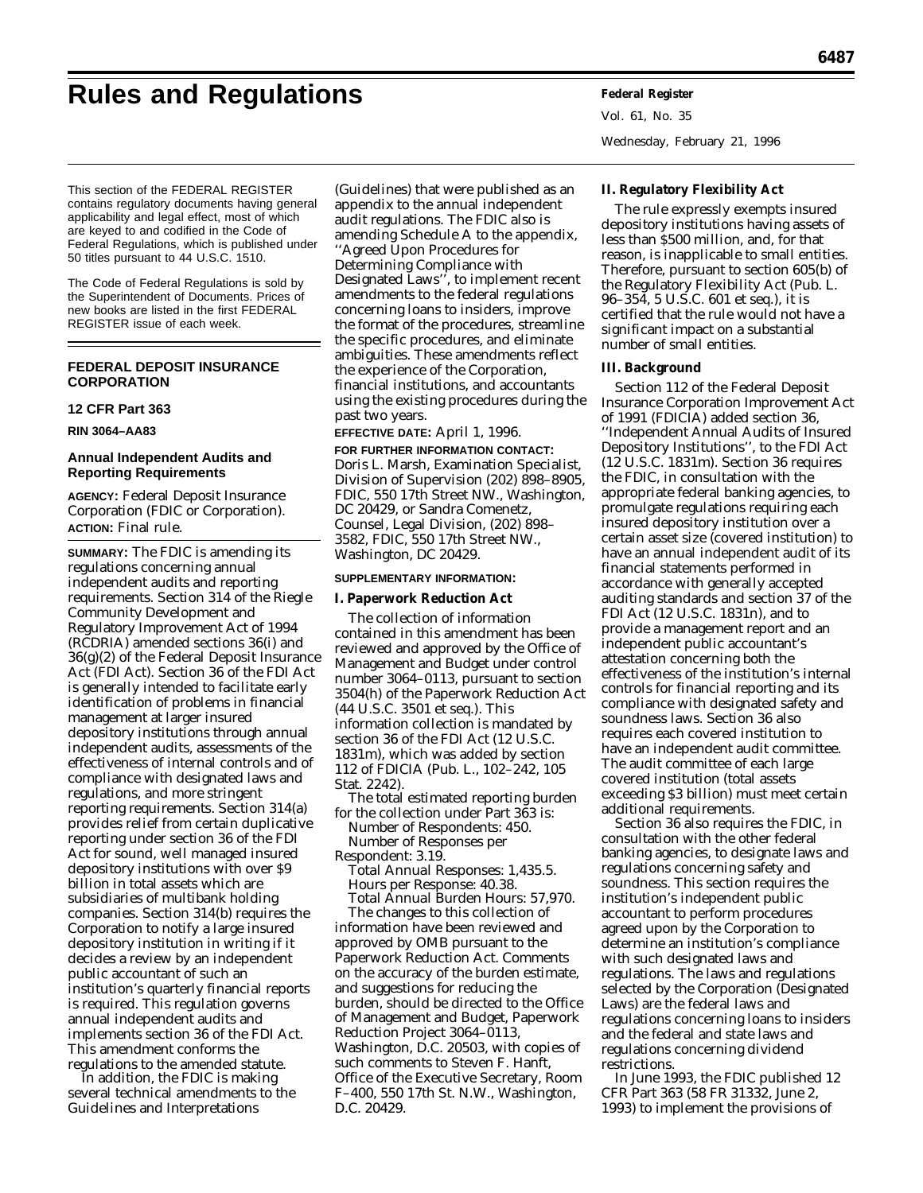# Rules and Regulations

This section of the FEDERAL REGISTER contains regulatory documents having general applicability and legal effect, most of which are keyed to and codified in the Code of Federal Regulations, which is published under 50 titles pursuant to 44 U.S.C. 1510.

The Code of Federal Regulations is sold by the Superintendent of Documents. Prices of new books are listed in the first FEDERAL REGISTER issue of each week.

## FEDERAL DEPOSIT INSURANCE CORPORATION

### 12 CFR Part 363

**RIN 3064–AA83**

### Annual Independent Audits and Reporting Requirements

**AGENCY:** Federal Deposit Insurance Corporation (FDIC or Corporation).

**ACTION:** Final rule.

**SUMMARY:** The FDIC is amending its regulations concerning annual independent audits and reporting requirements. Section 314 of the Riegle Community Development and Regulatory Improvement Act of 1994 (RCDRIA) amended sections 36(i) and 36(g)(2) of the Federal Deposit Insurance Act (FDI Act). Section 36 of the FDI Act is generally intended to facilitate early identification of problems in financial management at larger insured depository institutions through annual independent audits, assessments of the effectiveness of internal controls and of compliance with designated laws and regulations, and more stringent reporting requirements. Section 314(a) provides relief from certain duplicative reporting under section 36 of the FDI Act for sound, well managed insured depository institutions with over $9 billion in total assets which are subsidiaries of multibank holding companies. Section 314(b) requires the Corporation to notify a large insured depository institution in writing if it decides a review by an independent public accountant of such an institution's quarterly financial reports is required. This regulation governs annual independent audits and implements section 36 of the FDI Act. This amendment conforms the regulations to the amended statute.

In addition, the FDIC is making several technical amendments to the Guidelines and Interpretations (Guidelines) that were published as an appendix to the annual independent audit regulations. The FDIC also is amending Schedule A to the appendix, ''Agreed Upon Procedures for Determining Compliance with Designated Laws'', to implement recent amendments to the federal regulations concerning loans to insiders, improve the format of the procedures, streamline the specific procedures, and eliminate ambiguities. These amendments reflect the experience of the Corporation, financial institutions, and accountants using the existing procedures during the past two years.

**EFFECTIVE DATE:** April 1, 1996.

**FOR FURTHER INFORMATION CONTACT:** Doris L. Marsh, Examination Specialist, Division of Supervision (202) 898–8905, FDIC, 550 17th Street NW., Washington, DC 20429, or Sandra Comenetz, Counsel, Legal Division, (202) 898–3582, FDIC, 550 17th Street NW., Washington, DC 20429.

**SUPPLEMENTARY INFORMATION:**

**I. Paperwork Reduction Act**

The collection of information contained in this amendment has been reviewed and approved by the Office of Management and Budget under control number 3064–0113, pursuant to section 3504(h) of the Paperwork Reduction Act (44 U.S.C. 3501 et seq.). This information collection is mandated by section 36 of the FDI Act (12 U.S.C. 1831m), which was added by section 112 of FDICIA (Pub. L., 102–242, 105 Stat. 2242).

The total estimated reporting burden for the collection under Part 363 is:

Number of Respondents: 450.

Number of Responses per Respondent: 3.19.

Total Annual Responses: 1,435.5.

Hours per Response: 40.38.

Total Annual Burden Hours: 57,970.

The changes to this collection of information have been reviewed and approved by OMB pursuant to the Paperwork Reduction Act. Comments on the accuracy of the burden estimate, and suggestions for reducing the burden, should be directed to the Office of Management and Budget, Paperwork Reduction Project 3064–0113, Washington, D.C. 20503, with copies of such comments to Steven F. Hanft, Office of the Executive Secretary, Room F–400, 550 17th St. N.W., Washington, D.C. 20429.

**II. Regulatory Flexibility Act**

The rule expressly exempts insured depository institutions having assets of less than $500 million, and, for that reason, is inapplicable to small entities. Therefore, pursuant to section 605(b) of the Regulatory Flexibility Act (Pub. L. 96–354, 5 U.S.C. 601 et seq.), it is certified that the rule would not have a significant impact on a substantial number of small entities.

**III. Background**

Section 112 of the Federal Deposit Insurance Corporation Improvement Act of 1991 (FDICIA) added section 36, ''Independent Annual Audits of Insured Depository Institutions'', to the FDI Act (12 U.S.C. 1831m). Section 36 requires the FDIC, in consultation with the appropriate federal banking agencies, to promulgate regulations requiring each insured depository institution over a certain asset size (covered institution) to have an annual independent audit of its financial statements performed in accordance with generally accepted auditing standards and section 37 of the FDI Act (12 U.S.C. 1831n), and to provide a management report and an independent public accountant's attestation concerning both the effectiveness of the institution's internal controls for financial reporting and its compliance with designated safety and soundness laws. Section 36 also requires each covered institution to have an independent audit committee. The audit committee of each large covered institution (total assets exceeding $3 billion) must meet certain additional requirements.

Section 36 also requires the FDIC, in consultation with the other federal banking agencies, to designate laws and regulations concerning safety and soundness. This section requires the institution's independent public accountant to perform procedures agreed upon by the Corporation to determine an institution's compliance with such designated laws and regulations. The laws and regulations selected by the Corporation (Designated Laws) are the federal laws and regulations concerning loans to insiders and the federal and state laws and regulations concerning dividend restrictions.

In June 1993, the FDIC published 12 CFR Part 363 (58 FR 31332, June 2, 1993) to implement the provisions of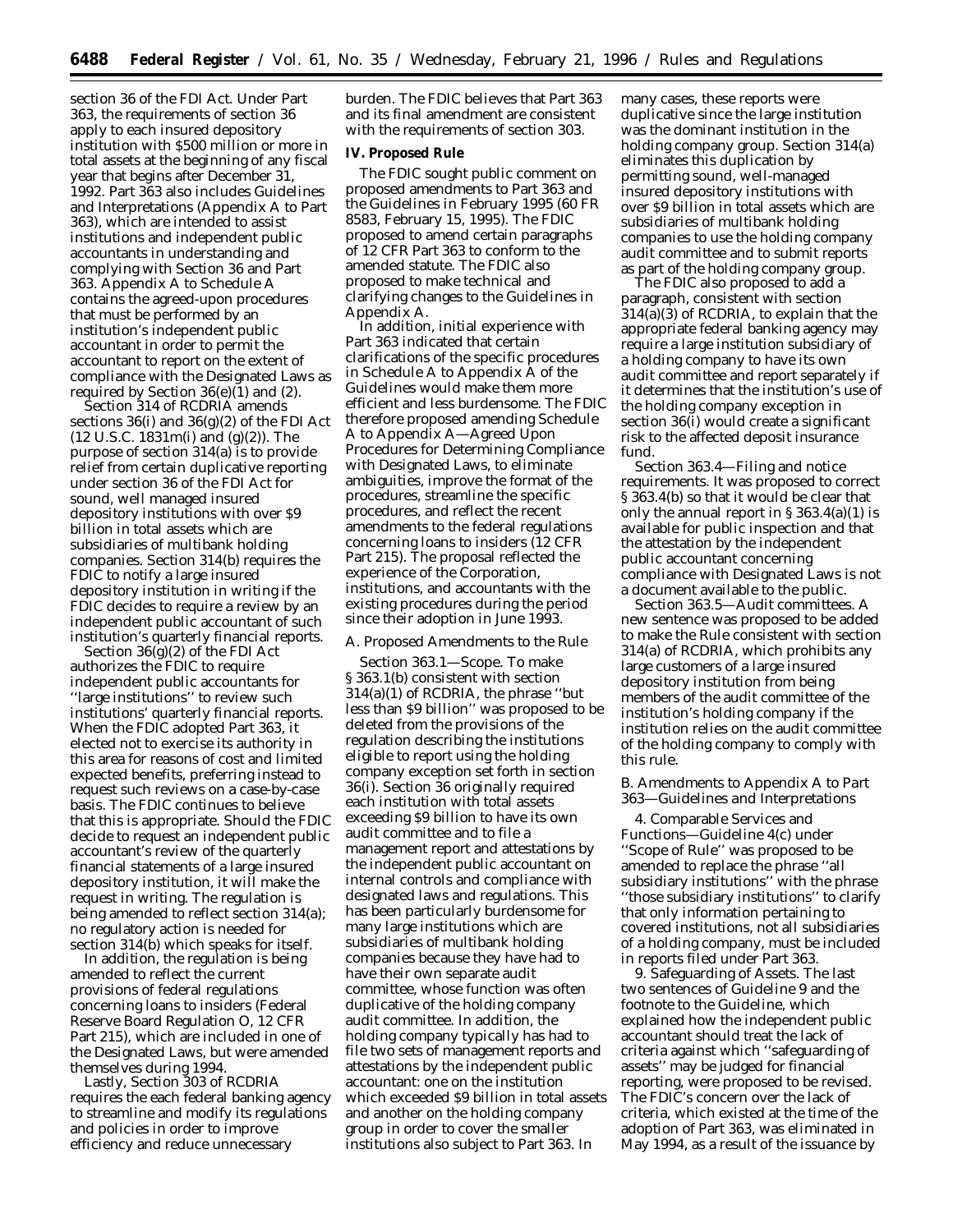section 36 of the FDI Act. Under Part 363, the requirements of section 36 apply to each insured depository institution with $500 million or more in total assets at the beginning of any fiscal year that begins after December 31, 1992. Part 363 also includes Guidelines and Interpretations (Appendix A to Part 363), which are intended to assist institutions and independent public accountants in understanding and complying with Section 36 and Part 363. Appendix A to Schedule A contains the agreed-upon procedures that must be performed by an institution's independent public accountant in order to permit the accountant to report on the extent of compliance with the Designated Laws as required by Section 36(e)(1) and (2).

Section 314 of RCDRIA amends sections 36(i) and 36(g)(2) of the FDI Act (12 U.S.C. 1831m(i) and (g)(2)). The purpose of section 314(a) is to provide relief from certain duplicative reporting under section 36 of the FDI Act for sound, well managed insured depository institutions with over $9 billion in total assets which are subsidiaries of multibank holding companies. Section 314(b) requires the FDIC to notify a large insured depository institution in writing if the FDIC decides to require a review by an independent public accountant of such institution's quarterly financial reports.

Section 36(g)(2) of the FDI Act authorizes the FDIC to require independent public accountants for "large institutions" to review such institutions' quarterly financial reports. When the FDIC adopted Part 363, it elected not to exercise its authority in this area for reasons of cost and limited expected benefits, preferring instead to request such reviews on a case-by-case basis. The FDIC continues to believe that this is appropriate. Should the FDIC decide to request an independent public accountant's review of the quarterly financial statements of a large insured depository institution, it will make the request in writing. The regulation is being amended to reflect section 314(a); no regulatory action is needed for section 314(b) which speaks for itself.

In addition, the regulation is being amended to reflect the current provisions of federal regulations concerning loans to insiders (Federal Reserve Board Regulation O, 12 CFR Part 215), which are included in one of the Designated Laws, but were amended themselves during 1994.

Lastly, Section 303 of RCDRIA requires the each federal banking agency to streamline and modify its regulations and policies in order to improve efficiency and reduce unnecessary burden. The FDIC believes that Part 363 and its final amendment are consistent with the requirements of section 303.

## IV. Proposed Rule

The FDIC sought public comment on proposed amendments to Part 363 and the Guidelines in February 1995 (60 FR 8583, February 15, 1995). The FDIC proposed to amend certain paragraphs of 12 CFR Part 363 to conform to the amended statute. The FDIC also proposed to make technical and clarifying changes to the Guidelines in Appendix A.

In addition, initial experience with Part 363 indicated that certain clarifications of the specific procedures in Schedule A to Appendix A of the Guidelines would make them more efficient and less burdensome. The FDIC therefore proposed amending Schedule A to Appendix A—Agreed Upon Procedures for Determining Compliance with Designated Laws, to eliminate ambiguities, improve the format of the procedures, streamline the specific procedures, and reflect the recent amendments to the federal regulations concerning loans to insiders (12 CFR Part 215). The proposal reflected the experience of the Corporation, institutions, and accountants with the existing procedures during the period since their adoption in June 1993.

### A. Proposed Amendments to the Rule

*Section 363.1—Scope.* To make § 363.1(b) consistent with section 314(a)(1) of RCDRIA, the phrase "but less than $9 billion" was proposed to be deleted from the provisions of the regulation describing the institutions eligible to report using the holding company exception set forth in section 36(i). Section 36 originally required each institution with total assets exceeding $9 billion to have its own audit committee and to file a management report and attestations by the independent public accountant on internal controls and compliance with designated laws and regulations. This has been particularly burdensome for many large institutions which are subsidiaries of multibank holding companies because they have had to have their own separate audit committee, whose function was often duplicative of the holding company audit committee. In addition, the holding company typically has had to file two sets of management reports and attestations by the independent public accountant: one on the institution which exceeded $9 billion in total assets and another on the holding company group in order to cover the smaller institutions also subject to Part 363. In many cases, these reports were duplicative since the large institution was the dominant institution in the holding company group. Section 314(a) eliminates this duplication by permitting sound, well-managed insured depository institutions with over $9 billion in total assets which are subsidiaries of multibank holding companies to use the holding company audit committee and to submit reports as part of the holding company group.

The FDIC also proposed to add a paragraph, consistent with section 314(a)(3) of RCDRIA, to explain that the appropriate federal banking agency may require a large institution subsidiary of a holding company to have its own audit committee and report separately if it determines that the institution's use of the holding company exception in section 36(i) would create a significant risk to the affected deposit insurance fund.

*Section 363.4—Filing and notice requirements.* It was proposed to correct § 363.4(b) so that it would be clear that only the annual report in § 363.4(a)(1) is available for public inspection and that the attestation by the independent public accountant concerning compliance with Designated Laws is not a document available to the public.

*Section 363.5—Audit committees.* A new sentence was proposed to be added to make the Rule consistent with section 314(a) of RCDRIA, which prohibits any large customers of a large insured depository institution from being members of the audit committee of the institution's holding company if the institution relies on the audit committee of the holding company to comply with this rule.

### B. Amendments to Appendix A to Part 363—Guidelines and Interpretations

*4. Comparable Services and Functions*—Guideline 4(c) under "Scope of Rule" was proposed to be amended to replace the phrase "all subsidiary institutions" with the phrase "those subsidiary institutions" to clarify that only information pertaining to covered institutions, not all subsidiaries of a holding company, must be included in reports filed under Part 363.

*9. Safeguarding of Assets.* The last two sentences of Guideline 9 and the footnote to the Guideline, which explained how the independent public accountant should treat the lack of criteria against which "safeguarding of assets" may be judged for financial reporting, were proposed to be revised. The FDIC's concern over the lack of criteria, which existed at the time of the adoption of Part 363, was eliminated in May 1994, as a result of the issuance by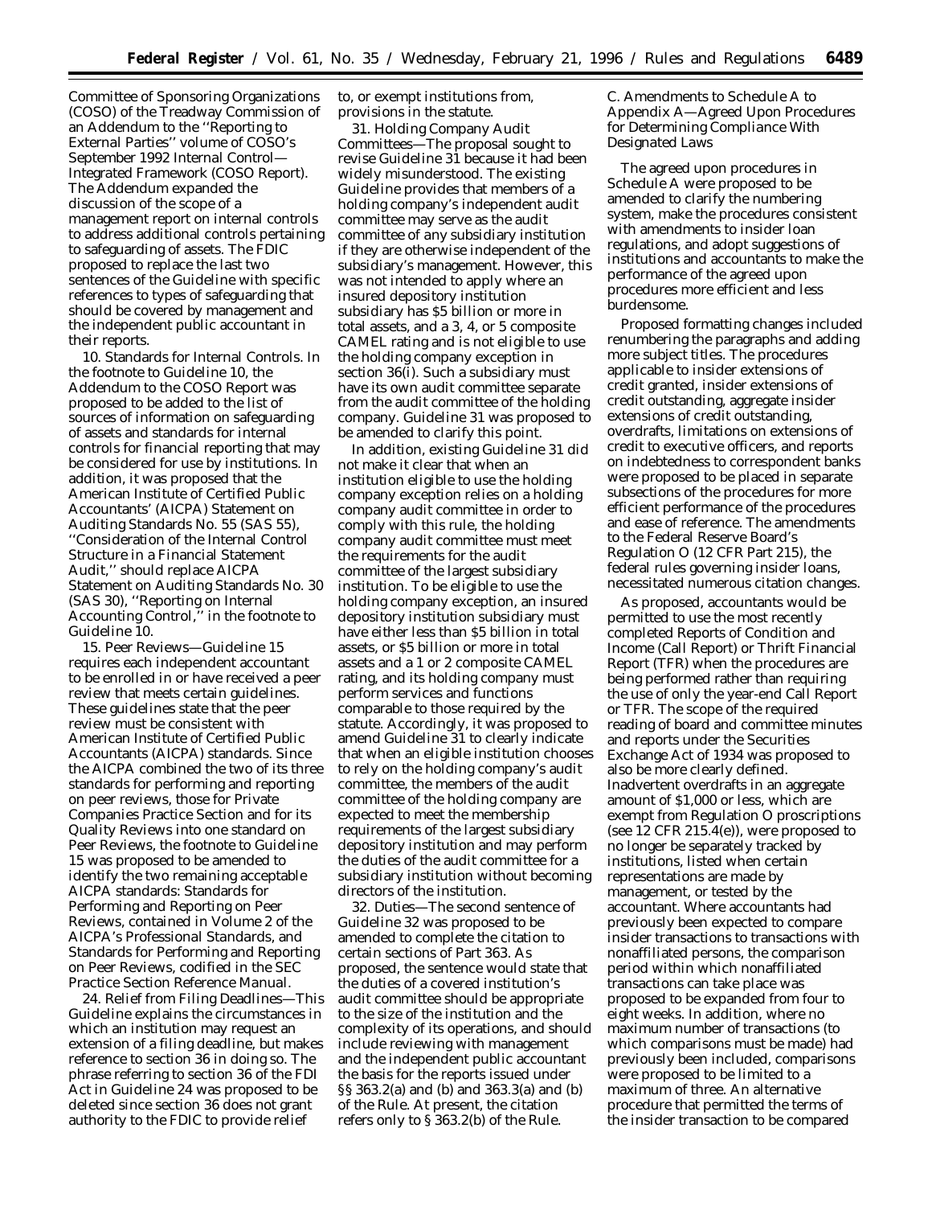Committee of Sponsoring Organizations (COSO) of the Treadway Commission of an Addendum to the ''Reporting to External Parties'' volume of COSO's September 1992 Internal Control—Integrated Framework (COSO Report). The Addendum expanded the discussion of the scope of a management report on internal controls to address additional controls pertaining to safeguarding of assets. The FDIC proposed to replace the last two sentences of the Guideline with specific references to types of safeguarding that should be covered by management and the independent public accountant in their reports.

10. Standards for Internal Controls. In the footnote to Guideline 10, the Addendum to the COSO Report was proposed to be added to the list of sources of information on safeguarding of assets and standards for internal controls for financial reporting that may be considered for use by institutions. In addition, it was proposed that the American Institute of Certified Public Accountants' (AICPA) Statement on Auditing Standards No. 55 (SAS 55), ''Consideration of the Internal Control Structure in a Financial Statement Audit,'' should replace AICPA Statement on Auditing Standards No. 30 (SAS 30), ''Reporting on Internal Accounting Control,'' in the footnote to Guideline 10.

15. Peer Reviews—Guideline 15 requires each independent accountant to be enrolled in or have received a peer review that meets certain guidelines. These guidelines state that the peer review must be consistent with American Institute of Certified Public Accountants (AICPA) standards. Since the AICPA combined the two of its three standards for performing and reporting on peer reviews, those for Private Companies Practice Section and for its Quality Reviews into one standard on Peer Reviews, the footnote to Guideline 15 was proposed to be amended to identify the two remaining acceptable AICPA standards: Standards for Performing and Reporting on Peer Reviews, contained in Volume 2 of the AICPA's Professional Standards, and Standards for Performing and Reporting on Peer Reviews, codified in the SEC Practice Section Reference Manual.

24. Relief from Filing Deadlines—This Guideline explains the circumstances in which an institution may request an extension of a filing deadline, but makes reference to section 36 in doing so. The phrase referring to section 36 of the FDI Act in Guideline 24 was proposed to be deleted since section 36 does not grant authority to the FDIC to provide relief to, or exempt institutions from, provisions in the statute.

31. Holding Company Audit Committees—The proposal sought to revise Guideline 31 because it had been widely misunderstood. The existing Guideline provides that members of a holding company's independent audit committee may serve as the audit committee of any subsidiary institution if they are otherwise independent of the subsidiary's management. However, this was not intended to apply where an insured depository institution subsidiary has $5 billion or more in total assets, and a 3, 4, or 5 composite CAMEL rating and is not eligible to use the holding company exception in section 36(i). Such a subsidiary must have its own audit committee separate from the audit committee of the holding company. Guideline 31 was proposed to be amended to clarify this point.

In addition, existing Guideline 31 did not make it clear that when an institution eligible to use the holding company exception relies on a holding company audit committee in order to comply with this rule, the holding company audit committee must meet the requirements for the audit committee of the largest subsidiary institution. To be eligible to use the holding company exception, an insured depository institution subsidiary must have either less than $5 billion in total assets, or $5 billion or more in total assets and a 1 or 2 composite CAMEL rating, and its holding company must perform services and functions comparable to those required by the statute. Accordingly, it was proposed to amend Guideline 31 to clearly indicate that when an eligible institution chooses to rely on the holding company's audit committee, the members of the audit committee of the holding company are expected to meet the membership requirements of the largest subsidiary depository institution and may perform the duties of the audit committee for a subsidiary institution without becoming directors of the institution.

32. Duties—The second sentence of Guideline 32 was proposed to be amended to complete the citation to certain sections of Part 363. As proposed, the sentence would state that the duties of a covered institution's audit committee should be appropriate to the size of the institution and the complexity of its operations, and should include reviewing with management and the independent public accountant the basis for the reports issued under §§ 363.2(a) and (b) and 363.3(a) and (b) of the Rule. At present, the citation refers only to § 363.2(b) of the Rule.

C. Amendments to Schedule A to Appendix A—Agreed Upon Procedures for Determining Compliance With Designated Laws

The agreed upon procedures in Schedule A were proposed to be amended to clarify the numbering system, make the procedures consistent with amendments to insider loan regulations, and adopt suggestions of institutions and accountants to make the performance of the agreed upon procedures more efficient and less burdensome.

Proposed formatting changes included renumbering the paragraphs and adding more subject titles. The procedures applicable to insider extensions of credit granted, insider extensions of credit outstanding, aggregate insider extensions of credit outstanding, overdrafts, limitations on extensions of credit to executive officers, and reports on indebtedness to correspondent banks were proposed to be placed in separate subsections of the procedures for more efficient performance of the procedures and ease of reference. The amendments to the Federal Reserve Board's Regulation O (12 CFR Part 215), the federal rules governing insider loans, necessitated numerous citation changes.

As proposed, accountants would be permitted to use the most recently completed Reports of Condition and Income (Call Report) or Thrift Financial Report (TFR) when the procedures are being performed rather than requiring the use of only the year-end Call Report or TFR. The scope of the required reading of board and committee minutes and reports under the Securities Exchange Act of 1934 was proposed to also be more clearly defined. Inadvertent overdrafts in an aggregate amount of $1,000 or less, which are exempt from Regulation O proscriptions (see 12 CFR 215.4(e)), were proposed to no longer be separately tracked by institutions, listed when certain representations are made by management, or tested by the accountant. Where accountants had previously been expected to compare insider transactions to transactions with nonaffiliated persons, the comparison period within which nonaffiliated transactions can take place was proposed to be expanded from four to eight weeks. In addition, where no maximum number of transactions (to which comparisons must be made) had previously been included, comparisons were proposed to be limited to a maximum of three. An alternative procedure that permitted the terms of the insider transaction to be compared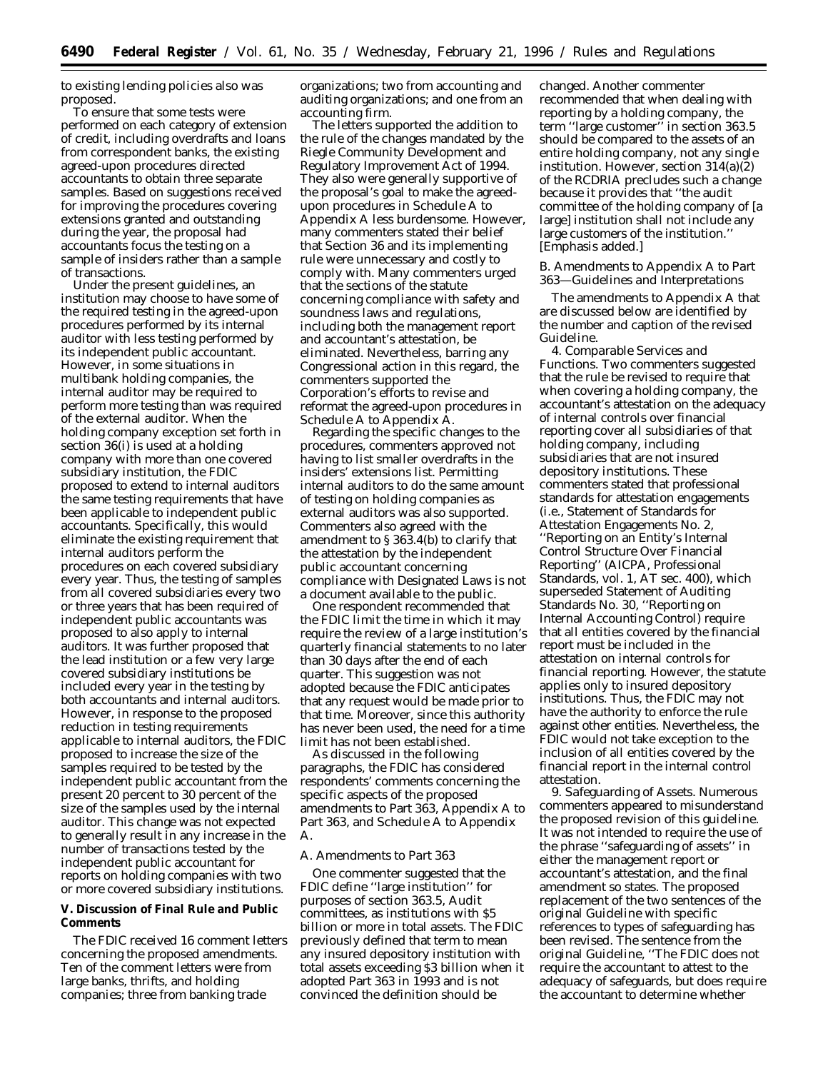to existing lending policies also was proposed.

To ensure that some tests were performed on each category of extension of credit, including overdrafts and loans from correspondent banks, the existing agreed-upon procedures directed accountants to obtain three separate samples. Based on suggestions received for improving the procedures covering extensions granted and outstanding during the year, the proposal had accountants focus the testing on a sample of insiders rather than a sample of transactions.

Under the present guidelines, an institution may choose to have some of the required testing in the agreed-upon procedures performed by its internal auditor with less testing performed by its independent public accountant. However, in some situations in multibank holding companies, the internal auditor may be required to perform more testing than was required of the external auditor. When the holding company exception set forth in section 36(i) is used at a holding company with more than one covered subsidiary institution, the FDIC proposed to extend to internal auditors the same testing requirements that have been applicable to independent public accountants. Specifically, this would eliminate the existing requirement that internal auditors perform the procedures on each covered subsidiary every year. Thus, the testing of samples from all covered subsidiaries every two or three years that has been required of independent public accountants was proposed to also apply to internal auditors. It was further proposed that the lead institution or a few very large covered subsidiary institutions be included every year in the testing by both accountants and internal auditors. However, in response to the proposed reduction in testing requirements applicable to internal auditors, the FDIC proposed to increase the size of the samples required to be tested by the independent public accountant from the present 20 percent to 30 percent of the size of the samples used by the internal auditor. This change was not expected to generally result in any increase in the number of transactions tested by the independent public accountant for reports on holding companies with two or more covered subsidiary institutions.

## V. Discussion of Final Rule and Public Comments

The FDIC received 16 comment letters concerning the proposed amendments. Ten of the comment letters were from large banks, thrifts, and holding companies; three from banking trade organizations; two from accounting and auditing organizations; and one from an accounting firm.

The letters supported the addition to the rule of the changes mandated by the Riegle Community Development and Regulatory Improvement Act of 1994. They also were generally supportive of the proposal's goal to make the agreed-upon procedures in Schedule A to Appendix A less burdensome. However, many commenters stated their belief that Section 36 and its implementing rule were unnecessary and costly to comply with. Many commenters urged that the sections of the statute concerning compliance with safety and soundness laws and regulations, including both the management report and accountant's attestation, be eliminated. Nevertheless, barring any Congressional action in this regard, the commenters supported the Corporation's efforts to revise and reformat the agreed-upon procedures in Schedule A to Appendix A.

Regarding the specific changes to the procedures, commenters approved not having to list smaller overdrafts in the insiders' extensions list. Permitting internal auditors to do the same amount of testing on holding companies as external auditors was also supported. Commenters also agreed with the amendment to § 363.4(b) to clarify that the attestation by the independent public accountant concerning compliance with Designated Laws is not a document available to the public.

One respondent recommended that the FDIC limit the time in which it may require the review of a large institution's quarterly financial statements to no later than 30 days after the end of each quarter. This suggestion was not adopted because the FDIC anticipates that any request would be made prior to that time. Moreover, since this authority has never been used, the need for a time limit has not been established.

As discussed in the following paragraphs, the FDIC has considered respondents' comments concerning the specific aspects of the proposed amendments to Part 363, Appendix A to Part 363, and Schedule A to Appendix A.

*A. Amendments to Part 363*

One commenter suggested that the FDIC define ''large institution'' for purposes of section 363.5, Audit committees, as institutions with $5 billion or more in total assets. The FDIC previously defined that term to mean any insured depository institution with total assets exceeding $3 billion when it adopted Part 363 in 1993 and is not convinced the definition should be changed. Another commenter recommended that when dealing with reporting by a holding company, the term ''large customer'' in section 363.5 should be compared to the assets of an entire holding company, not any single institution. However, section 314(a)(2) of the RCDRIA precludes such a change because it provides that ''the audit committee of the holding company of [a large] institution shall not include any large customers of the *institution*.'' [Emphasis added.]

*B. Amendments to Appendix A to Part 363—Guidelines and Interpretations*

The amendments to Appendix A that are discussed below are identified by the number and caption of the revised Guideline.

*4. Comparable Services and Functions.* Two commenters suggested that the rule be revised to require that when covering a holding company, the accountant's attestation on the adequacy of internal controls over financial reporting cover all subsidiaries of that holding company, including subsidiaries that are not insured depository institutions. These commenters stated that professional standards for attestation engagements (i.e., Statement of Standards for Attestation Engagements No. 2, ''Reporting on an Entity's Internal Control Structure Over Financial Reporting'' (AICPA, Professional Standards, vol. 1, AT sec. 400), which superseded Statement of Auditing Standards No. 30, ''Reporting on Internal Accounting Control) require that all entities covered by the financial report must be included in the attestation on internal controls for financial reporting. However, the statute applies only to insured depository institutions. Thus, the FDIC may not have the authority to enforce the rule against other entities. Nevertheless, the FDIC would not take exception to the inclusion of all entities covered by the financial report in the internal control attestation.

*9. Safeguarding of Assets.* Numerous commenters appeared to misunderstand the proposed revision of this guideline. It was not intended to require the use of the phrase ''safeguarding of assets'' in either the management report or accountant's attestation, and the final amendment so states. The proposed replacement of the two sentences of the original Guideline with specific references to types of safeguarding has been revised. The sentence from the original Guideline, ''The FDIC does not require the accountant to attest to the adequacy of safeguards, but does require the accountant to determine whether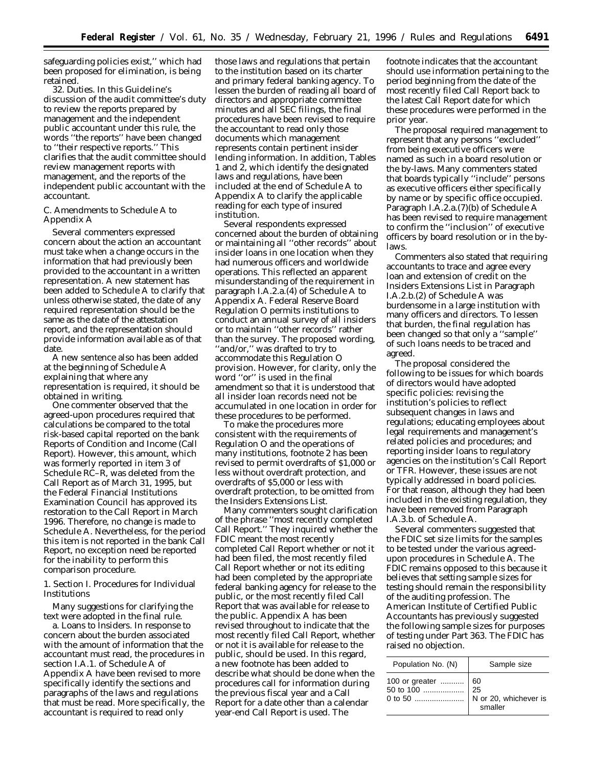safeguarding policies exist,'' which had been proposed for elimination, is being retained.

32. *Duties.* In this Guideline's discussion of the audit committee's duty to review the reports prepared by management and the independent public accountant under this rule, the words ''the reports'' have been changed to ''their respective reports.'' This clarifies that the audit committee should review management reports with management, and the reports of the independent public accountant with the accountant.

### C. Amendments to Schedule A to Appendix A

Several commenters expressed concern about the action an accountant must take when a change occurs in the information that had previously been provided to the accountant in a written representation. A new statement has been added to Schedule A to clarify that unless otherwise stated, the date of any required representation should be the same as the date of the attestation report, and the representation should provide information available as of that date.

A new sentence also has been added at the beginning of Schedule A explaining that where any representation is required, it should be obtained in writing.

One commenter observed that the agreed-upon procedures required that calculations be compared to the total risk-based capital reported on the bank Reports of Condition and Income (Call Report). However, this amount, which was formerly reported in item 3 of Schedule RC–R, was deleted from the Call Report as of March 31, 1995, but the Federal Financial Institutions Examination Council has approved its restoration to the Call Report in March 1996. Therefore, no change is made to Schedule A. Nevertheless, for the period this item is not reported in the bank Call Report, no exception need be reported for the inability to perform this comparison procedure.

#### 1. Section I. Procedures for Individual Institutions

Many suggestions for clarifying the text were adopted in the final rule.

a. *Loans to Insiders.* In response to concern about the burden associated with the amount of information that the accountant must read, the procedures in section I.A.1. of Schedule A of Appendix A have been revised to more specifically identify the sections and paragraphs of the laws and regulations that must be read. More specifically, the accountant is required to read only those laws and regulations that pertain to the institution based on its charter and primary federal banking agency. To lessen the burden of reading all board of directors and appropriate committee minutes and all SEC filings, the final procedures have been revised to require the accountant to read only those documents which management represents contain pertinent insider lending information. In addition, Tables 1 and 2, which identify the designated laws and regulations, have been included at the end of Schedule A to Appendix A to clarify the applicable reading for each type of insured institution.

Several respondents expressed concerned about the burden of obtaining or maintaining all ''other records'' about insider loans in one location when they had numerous officers and worldwide operations. This reflected an apparent misunderstanding of the requirement in paragraph I.A.2.a.(4) of Schedule A to Appendix A. Federal Reserve Board Regulation O permits institutions to conduct an annual survey of all insiders or to maintain ''other records'' rather than the survey. The proposed wording, ''and/or,'' was drafted to try to accommodate this Regulation O provision. However, for clarity, only the word ''or'' is used in the final amendment so that it is understood that all insider loan records need not be accumulated in one location in order for these procedures to be performed.

To make the procedures more consistent with the requirements of Regulation O and the operations of many institutions, footnote 2 has been revised to permit overdrafts of $1,000 or less without overdraft protection, and overdrafts of $5,000 or less with overdraft protection, to be omitted from the Insiders Extensions List.

Many commenters sought clarification of the phrase ''most recently completed Call Report.'' They inquired whether the FDIC meant the most recently completed Call Report whether or not it had been filed, the most recently filed Call Report whether or not its editing had been completed by the appropriate federal banking agency for release to the public, or the most recently filed Call Report that was available for release to the public. Appendix A has been revised throughout to indicate that the most recently filed Call Report, whether or not it is available for release to the public, should be used. In this regard, a new footnote has been added to describe what should be done when the procedures call for information during the previous fiscal year and a Call Report for a date other than a calendar year-end Call Report is used. The footnote indicates that the accountant should use information pertaining to the period beginning from the date of the most recently filed Call Report back to the latest Call Report date for which these procedures were performed in the prior year.

The proposal required management to represent that any persons ''excluded'' from being executive officers were named as such in a board resolution or the by-laws. Many commenters stated that boards typically ''include'' persons as executive officers either specifically by name or by specific office occupied. Paragraph I.A.2.a.(7)(b) of Schedule A has been revised to require management to confirm the ''inclusion'' of executive officers by board resolution or in the by-laws.

Commenters also stated that requiring accountants to trace and agree every loan and extension of credit on the Insiders Extensions List in Paragraph I.A.2.b.(2) of Schedule A was burdensome in a large institution with many officers and directors. To lessen that burden, the final regulation has been changed so that only a ''sample'' of such loans needs to be traced and agreed.

The proposal considered the following to be issues for which boards of directors would have adopted specific policies: revising the institution's policies to reflect subsequent changes in laws and regulations; educating employees about legal requirements and management's related policies and procedures; and reporting insider loans to regulatory agencies on the institution's Call Report or TFR. However, these issues are not typically addressed in board policies. For that reason, although they had been included in the existing regulation, they have been removed from Paragraph I.A.3.b. of Schedule A.

Several commenters suggested that the FDIC set size limits for the samples to be tested under the various agreed-upon procedures in Schedule A. The FDIC remains opposed to this because it believes that setting sample sizes for testing should remain the responsibility of the auditing profession. The American Institute of Certified Public Accountants has previously suggested the following sample sizes for purposes of testing under Part 363. The FDIC has raised no objection.

| Population No. (N) | Sample size |
| --- | --- |
| 100 or greater | 60 |
| 50 to 100 | 25 |
| 0 to 50 | N or 20, whichever is smaller |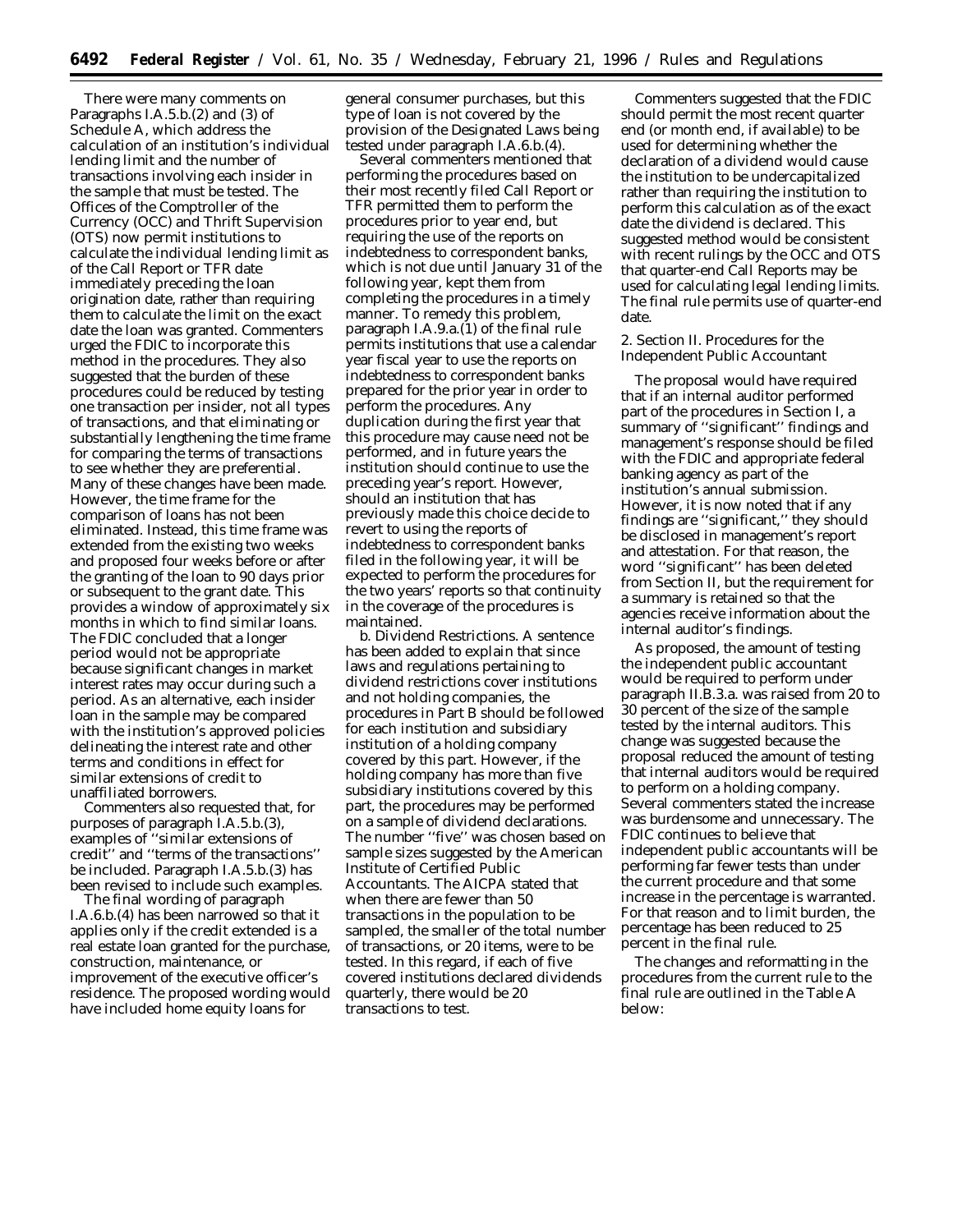There were many comments on Paragraphs I.A.5.b.(2) and (3) of Schedule A, which address the calculation of an institution's individual lending limit and the number of transactions involving each insider in the sample that must be tested. The Offices of the Comptroller of the Currency (OCC) and Thrift Supervision (OTS) now permit institutions to calculate the individual lending limit as of the Call Report or TFR date immediately preceding the loan origination date, rather than requiring them to calculate the limit on the exact date the loan was granted. Commenters urged the FDIC to incorporate this method in the procedures. They also suggested that the burden of these procedures could be reduced by testing one transaction per insider, not all types of transactions, and that eliminating or substantially lengthening the time frame for comparing the terms of transactions to see whether they are preferential. Many of these changes have been made. However, the time frame for the comparison of loans has not been eliminated. Instead, this time frame was extended from the existing two weeks and proposed four weeks before or after the granting of the loan to 90 days prior or subsequent to the grant date. This provides a window of approximately six months in which to find similar loans. The FDIC concluded that a longer period would not be appropriate because significant changes in market interest rates may occur during such a period. As an alternative, each insider loan in the sample may be compared with the institution's approved policies delineating the interest rate and other terms and conditions in effect for similar extensions of credit to unaffiliated borrowers.

Commenters also requested that, for purposes of paragraph I.A.5.b.(3), examples of ''similar extensions of credit'' and ''terms of the transactions'' be included. Paragraph I.A.5.b.(3) has been revised to include such examples.

The final wording of paragraph I.A.6.b.(4) has been narrowed so that it applies only if the credit extended is a real estate loan granted for the purchase, construction, maintenance, or improvement of the executive officer's residence. The proposed wording would have included home equity loans for general consumer purchases, but this type of loan is not covered by the provision of the Designated Laws being tested under paragraph I.A.6.b.(4).

Several commenters mentioned that performing the procedures based on their most recently filed Call Report or TFR permitted them to perform the procedures prior to year end, but requiring the use of the reports on indebtedness to correspondent banks, which is not due until January 31 of the following year, kept them from completing the procedures in a timely manner. To remedy this problem, paragraph I.A.9.a.(1) of the final rule permits institutions that use a calendar year fiscal year to use the reports on indebtedness to correspondent banks prepared for the prior year in order to perform the procedures. Any duplication during the first year that this procedure may cause need not be performed, and in future years the institution should continue to use the preceding year's report. However, should an institution that has previously made this choice decide to revert to using the reports of indebtedness to correspondent banks filed in the following year, it will be expected to perform the procedures for the two years' reports so that continuity in the coverage of the procedures is maintained.

b. *Dividend Restrictions.* A sentence has been added to explain that since laws and regulations pertaining to dividend restrictions cover institutions and not holding companies, the procedures in Part B should be followed for each institution and subsidiary institution of a holding company covered by this part. However, if the holding company has more than five subsidiary institutions covered by this part, the procedures may be performed on a sample of dividend declarations. The number ''five'' was chosen based on sample sizes suggested by the American Institute of Certified Public Accountants. The AICPA stated that when there are fewer than 50 transactions in the population to be sampled, the smaller of the total number of transactions, or 20 items, were to be tested. In this regard, if each of five covered institutions declared dividends quarterly, there would be 20 transactions to test.

Commenters suggested that the FDIC should permit the most recent quarter end (or month end, if available) to be used for determining whether the declaration of a dividend would cause the institution to be undercapitalized rather than requiring the institution to perform this calculation as of the exact date the dividend is declared. This suggested method would be consistent with recent rulings by the OCC and OTS that quarter-end Call Reports may be used for calculating legal lending limits. The final rule permits use of quarter-end date.

2. Section II. Procedures for the Independent Public Accountant

The proposal would have required that if an internal auditor performed part of the procedures in Section I, a summary of ''significant'' findings and management's response should be filed with the FDIC and appropriate federal banking agency as part of the institution's annual submission. However, it is now noted that if any findings are ''significant,'' they should be disclosed in management's report and attestation. For that reason, the word ''significant'' has been deleted from Section II, but the requirement for a summary is retained so that the agencies receive information about the internal auditor's findings.

As proposed, the amount of testing the independent public accountant would be required to perform under paragraph II.B.3.a. was raised from 20 to 30 percent of the size of the sample tested by the internal auditors. This change was suggested because the proposal reduced the amount of testing that internal auditors would be required to perform on a holding company. Several commenters stated the increase was burdensome and unnecessary. The FDIC continues to believe that independent public accountants will be performing far fewer tests than under the current procedure and that some increase in the percentage is warranted. For that reason and to limit burden, the percentage has been reduced to 25 percent in the final rule.

The changes and reformatting in the procedures from the current rule to the final rule are outlined in the Table A below: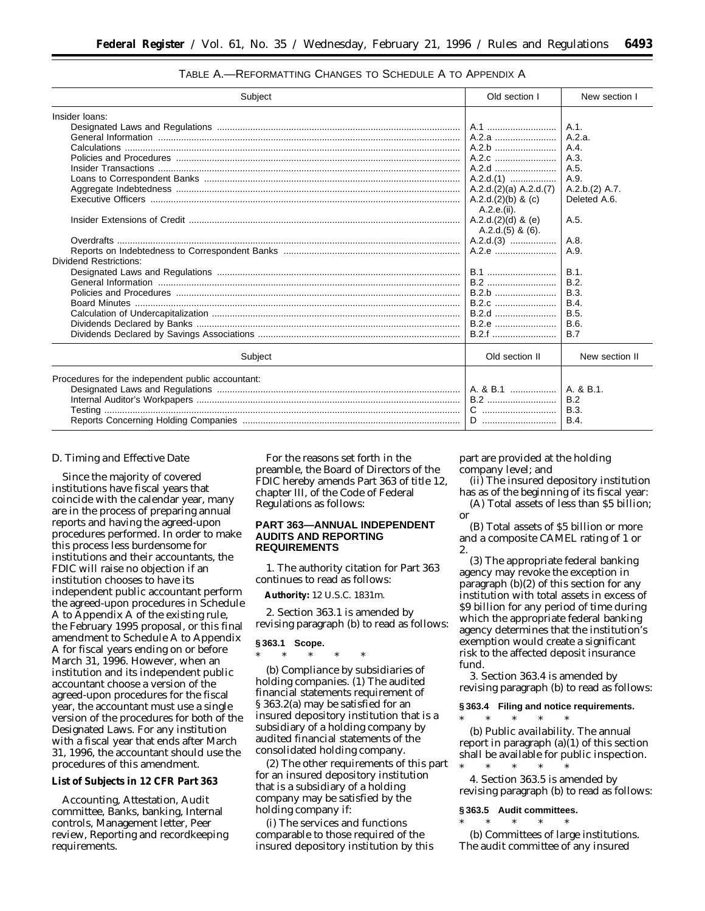TABLE A.—REFORMATTING CHANGES TO SCHEDULE A TO APPENDIX A

| Subject | Old section I | New section I |
|---|---|---|
| Insider loans: | | |
| Designated Laws and Regulations | A.1 | A.1. |
| General Information | A.2.a | A.2.a. |
| Calculations | A.2.b | A.4. |
| Policies and Procedures | A.2.c | A.3. |
| Insider Transactions | A.2.d | A.5. |
| Loans to Correspondent Banks | A.2.d.(1) | A.9. |
| Aggregate Indebtedness | A.2.d.(2)(a) A.2.d.(7) | A.2.b.(2) A.7. |
| Executive Officers | A.2.d.(2)(b) & (c) A.2.e.(ii). | Deleted A.6. |
| Insider Extensions of Credit | A.2.d.(2)(d) & (e) A.2.d.(5) & (6). | A.5. |
| Overdrafts | A.2.d.(3) | A.8. |
| Reports on Indebtedness to Correspondent Banks | A.2.e | A.9. |
| Dividend Restrictions: | | |
| Designated Laws and Regulations | B.1 | B.1. |
| General Information | B.2 | B.2. |
| Policies and Procedures | B.2.b | B.3. |
| Board Minutes | B.2.c | B.4. |
| Calculation of Undercapitalization | B.2.d | B.5. |
| Dividends Declared by Banks | B.2.e | B.6. |
| Dividends Declared by Savings Associations | B.2.f | B.7 |

| Subject | Old section II | New section II |
|---|---|---|
| Procedures for the independent public accountant: | | |
| Designated Laws and Regulations | A. & B.1 | A. & B.1. |
| Internal Auditor's Workpapers | B.2 | B.2 |
| Testing | C | B.3. |
| Reports Concerning Holding Companies | D | B.4. |

D. Timing and Effective Date

Since the majority of covered institutions have fiscal years that coincide with the calendar year, many are in the process of preparing annual reports and having the agreed-upon procedures performed. In order to make this process less burdensome for institutions and their accountants, the FDIC will raise no objection if an institution chooses to have its independent public accountant perform the agreed-upon procedures in Schedule A to Appendix A of the existing rule, the February 1995 proposal, or this final amendment to Schedule A to Appendix A for fiscal years ending on or before March 31, 1996. However, when an institution and its independent public accountant choose a version of the agreed-upon procedures for the fiscal year, the accountant must use a single version of the procedures for both of the Designated Laws. For any institution with a fiscal year that ends after March 31, 1996, the accountant should use the procedures of this amendment.

**List of Subjects in 12 CFR Part 363**

Accounting, Attestation, Audit committee, Banks, banking, Internal controls, Management letter, Peer review, Reporting and recordkeeping requirements.

For the reasons set forth in the preamble, the Board of Directors of the FDIC hereby amends Part 363 of title 12, chapter III, of the Code of Federal Regulations as follows:

**PART 363—ANNUAL INDEPENDENT AUDITS AND REPORTING REQUIREMENTS**

1. The authority citation for Part 363 continues to read as follows:

**Authority:** 12 U.S.C. 1831m.

2. Section 363.1 is amended by revising paragraph (b) to read as follows:

**§ 363.1 Scope.**

\* \* \* \* \*

(b) *Compliance by subsidiaries of holding companies.* (1) The audited financial statements requirement of § 363.2(a) may be satisfied for an insured depository institution that is a subsidiary of a holding company by audited financial statements of the consolidated holding company.

(2) The other requirements of this part for an insured depository institution that is a subsidiary of a holding company may be satisfied by the holding company if:

(i) The services and functions comparable to those required of the insured depository institution by this part are provided at the holding company level; and

(ii) The insured depository institution has as of the beginning of its fiscal year:

(A) Total assets of less than $5 billion; or

(B) Total assets of $5 billion or more and a composite CAMEL rating of 1 or 2.

(3) The appropriate federal banking agency may revoke the exception in paragraph (b)(2) of this section for any institution with total assets in excess of $9 billion for any period of time during which the appropriate federal banking agency determines that the institution's exemption would create a significant risk to the affected deposit insurance fund.

3. Section 363.4 is amended by revising paragraph (b) to read as follows:

**§ 363.4 Filing and notice requirements.**

\* \* \* \* \*

(b) *Public availability.* The annual report in paragraph (a)(1) of this section shall be available for public inspection.

\* \* \* \* \*

4. Section 363.5 is amended by revising paragraph (b) to read as follows:

**§ 363.5 Audit committees.**

\* \* \* \* \*

(b) *Committees of large institutions.* The audit committee of any insured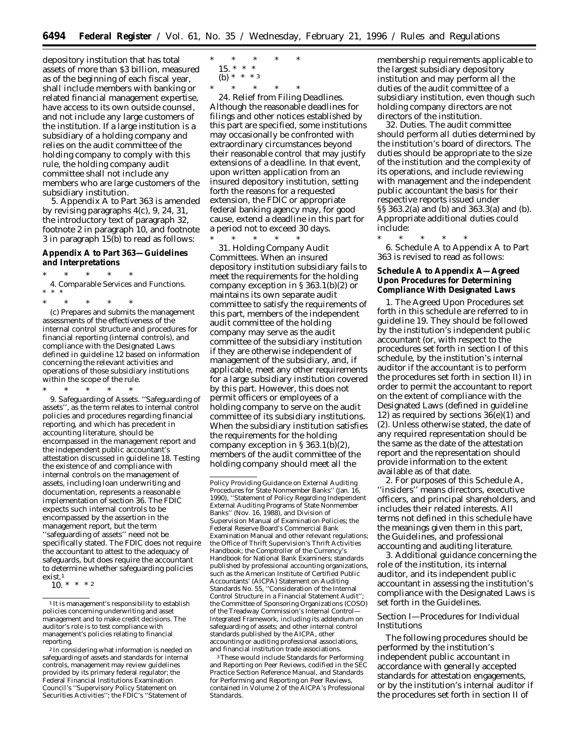depository institution that has total assets of more than $3 billion, measured as of the beginning of each fiscal year, shall include members with banking or related financial management expertise, have access to its own outside counsel, and not include any large customers of the institution. If a large institution is a subsidiary of a holding company and relies on the audit committee of the holding company to comply with this rule, the holding company audit committee shall not include any members who are large customers of the subsidiary institution.

5. Appendix A to Part 363 is amended by revising paragraphs 4(c), 9, 24, 31, the introductory text of paragraph 32, footnote 2 in paragraph 10, and footnote 3 in paragraph 15(b) to read as follows:

## Appendix A to Part 363—Guidelines and Interpretations

\* \* \* \* \*

4. *Comparable Services and Functions.* \* \* \*

\* \* \* \* \*

(c) Prepares and submits the management assessments of the effectiveness of the internal control structure and procedures for financial reporting (internal controls), and compliance with the Designated Laws defined in guideline 12 based on information concerning the relevant activities and operations of those subsidiary institutions within the scope of the rule.

\* \* \* \* \*

9. *Safeguarding of Assets.* ''Safeguarding of assets'', as the term relates to internal control policies and procedures regarding financial reporting, and which has precedent in accounting literature, should be encompassed in the management report and the independent public accountant's attestation discussed in guideline 18. Testing the existence of and compliance with internal controls on the management of assets, including loan underwriting and documentation, represents a reasonable implementation of section 36. The FDIC expects such internal controls to be encompassed by the assertion in the management report, but the term ''safeguarding of assets'' need not be specifically stated. The FDIC does not require the accountant to attest to the adequacy of safeguards, but does require the accountant to determine whether safeguarding policies exist.[1]

10. \* \* \* [2]

\* \* \* \* \*

15. \* \* \*

(b) \* \* \* [3]

\* \* \* \* \*

24. *Relief from Filing Deadlines.* Although the reasonable deadlines for filings and other notices established by this part are specified, some institutions may occasionally be confronted with extraordinary circumstances beyond their reasonable control that may justify extensions of a deadline. In that event, upon written application from an insured depository institution, setting forth the reasons for a requested extension, the FDIC or appropriate federal banking agency may, for good cause, extend a deadline in this part for a period not to exceed 30 days.

\* \* \* \* \*

31. *Holding Company Audit Committees.* When an insured depository institution subsidiary fails to meet the requirements for the holding company exception in § 363.1(b)(2) or maintains its own separate audit committee to satisfy the requirements of this part, members of the independent audit committee of the holding company may serve as the audit committee of the subsidiary institution if they are otherwise independent of management of the subsidiary, and, if applicable, meet any other requirements for a large subsidiary institution covered by this part. However, this does not permit officers or employees of a holding company to serve on the audit committee of its subsidiary institutions. When the subsidiary institution satisfies the requirements for the holding company exception in § 363.1(b)(2), members of the audit committee of the holding company should meet all the membership requirements applicable to the largest subsidiary depository institution and may perform all the duties of the audit committee of a subsidiary institution, even though such holding company directors are not directors of the institution.

32. *Duties.* The audit committee should perform all duties determined by the institution's board of directors. The duties should be appropriate to the size of the institution and the complexity of its operations, and include reviewing with management and the independent public accountant the basis for their respective reports issued under §§ 363.2(a) and (b) and 363.3(a) and (b). Appropriate additional duties could include:

\* \* \* \* \*

6. Schedule A to Appendix A to Part 363 is revised to read as follows:

## Schedule A to Appendix A—Agreed Upon Procedures for Determining Compliance With Designated Laws

1. The Agreed Upon Procedures set forth in this schedule are referred to in guideline 19. They should be followed by the institution's independent public accountant (or, with respect to the procedures set forth in section I of this schedule, by the institution's internal auditor if the accountant is to perform the procedures set forth in section II) in order to permit the accountant to report on the extent of compliance with the Designated Laws (defined in guideline 12) as required by sections 36(e)(1) and (2). Unless otherwise stated, the date of any required representation should be the same as the date of the attestation report and the representation should provide information to the extent available as of that date.

2. For purposes of this Schedule A, ''insiders'' means directors, executive officers, and principal shareholders, and includes their related interests. All terms not defined in this schedule have the meanings given them in this part, the Guidelines, and professional accounting and auditing literature.

3. Additional guidance concerning the role of the institution, its internal auditor, and its independent public accountant in assessing the institution's compliance with the Designated Laws is set forth in the Guidelines.

### Section I—Procedures for Individual Institutions

The following procedures should be performed by the institution's independent public accountant in accordance with generally accepted standards for attestation engagements, or by the institution's internal auditor if the procedures set forth in section II of

---

[1] It is management's responsibility to establish policies concerning underwriting and asset management and to make credit decisions. The auditor's role is to test compliance with management's policies relating to financial reporting.

[2] In considering what information is needed on safeguarding of assets and standards for internal controls, management may review guidelines provided by its primary federal regulator; the Federal Financial Institutions Examination Council's ''Supervisory Policy Statement on Securities Activities''; the FDIC's ''Statement of Policy Providing Guidance on External Auditing Procedures for State Nonmember Banks'' (Jan. 16, 1990), ''Statement of Policy Regarding Independent External Auditing Programs of State Nonmember Banks'' (Nov. 16, 1988), and Division of Supervision Manual of Examination Policies; the Federal Reserve Board's Commercial Bank Examination Manual and other relevant regulations; the Office of Thrift Supervision's Thrift Activities Handbook; the Comptroller of the Currency's Handbook for National Bank Examiners; standards published by professional accounting organizations, such as the American Institute of Certified Public Accountants' (AICPA) Statement on Auditing Standards No. 55, ''Consideration of the Internal Control Structure in a Financial Statement Audit''; the Committee of Sponsoring Organizations (COSO) of the Treadway Commission's Internal Control—Integrated Framework, including its addendum on safeguarding of assets; and other internal control standards published by the AICPA, other accounting or auditing professional associations, and financial institution trade associations.

[3] These would include Standards for Performing and Reporting on Peer Reviews, codified in the SEC Practice Section Reference Manual, and Standards for Performing and Reporting on Peer Reviews, contained in Volume 2 of the AICPA's Professional Standards.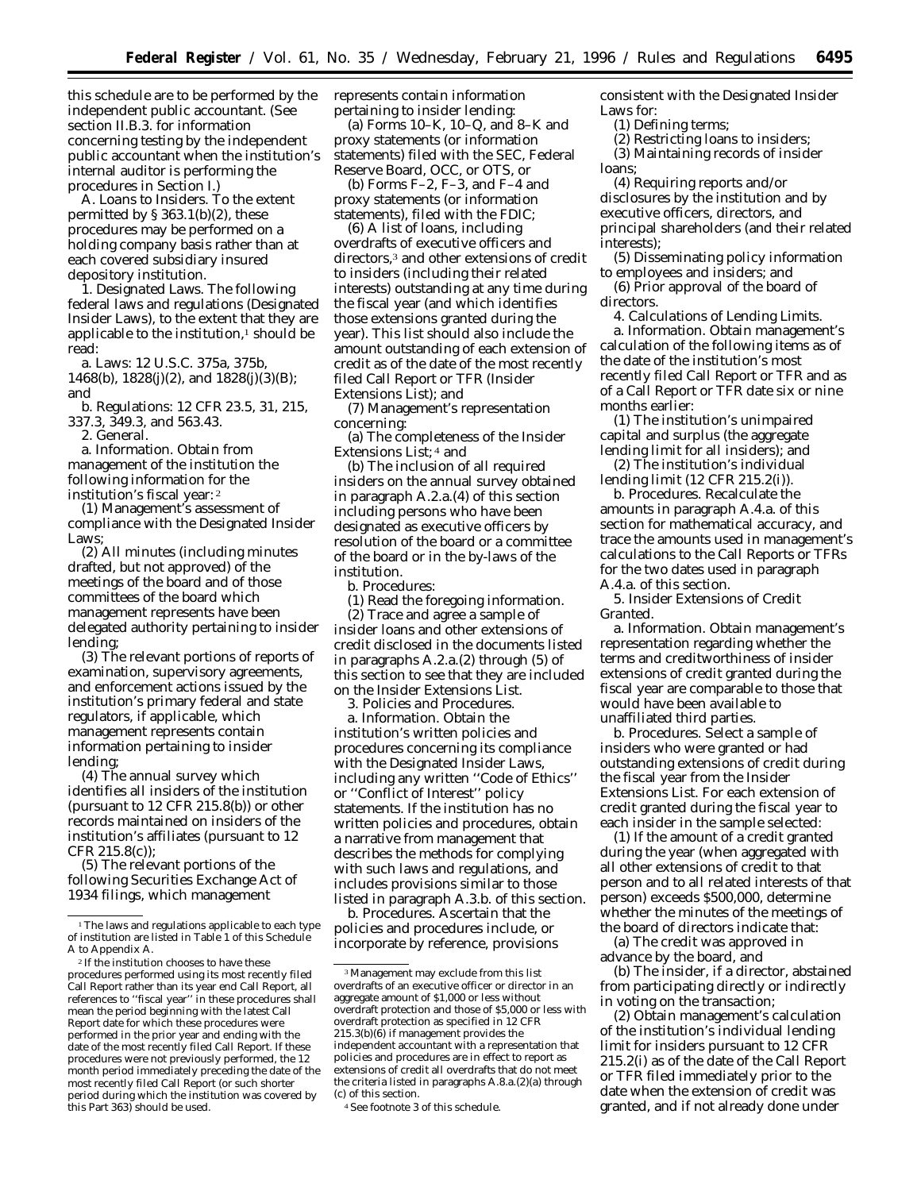this schedule are to be performed by the independent public accountant. (See section II.B.3. for information concerning testing by the independent public accountant when the institution's internal auditor is performing the procedures in Section I.)

A. *Loans to Insiders.* To the extent permitted by § 363.1(b)(2), these procedures may be performed on a holding company basis rather than at each covered subsidiary insured depository institution.

1. *Designated Laws.* The following federal laws and regulations (Designated Insider Laws), to the extent that they are applicable to the institution,[1] should be read:

a. *Laws:* 12 U.S.C. 375a, 375b, 1468(b), 1828(j)(2), and 1828(j)(3)(B); and

b. *Regulations:* 12 CFR 23.5, 31, 215, 337.3, 349.3, and 563.43.

2. *General.*

a. *Information.* Obtain from management of the institution the following information for the institution's fiscal year:[2]

(1) Management's assessment of compliance with the Designated Insider Laws;

(2) All minutes (including minutes drafted, but not approved) of the meetings of the board and of those committees of the board which management represents have been delegated authority pertaining to insider lending;

(3) The relevant portions of reports of examination, supervisory agreements, and enforcement actions issued by the institution's primary federal and state regulators, if applicable, which management represents contain information pertaining to insider lending;

(4) The annual survey which identifies all insiders of the institution (pursuant to 12 CFR 215.8(b)) or other records maintained on insiders of the institution's affiliates (pursuant to 12 CFR 215.8(c));

(5) The relevant portions of the following Securities Exchange Act of 1934 filings, which management represents contain information pertaining to insider lending:

(a) Forms 10–K, 10–Q, and 8–K and proxy statements (or information statements) filed with the SEC, Federal Reserve Board, OCC, or OTS, or

(b) Forms F–2, F–3, and F–4 and proxy statements (or information statements), filed with the FDIC;

(6) A list of loans, including overdrafts of executive officers and directors,[3] and other extensions of credit to insiders (including their related interests) outstanding at any time during the fiscal year (and which identifies those extensions granted during the year). This list should also include the amount outstanding of each extension of credit as of the date of the most recently filed Call Report or TFR (Insider Extensions List); and

(7) Management's representation concerning:

(a) The completeness of the Insider Extensions List;[4] and

(b) The inclusion of all required insiders on the annual survey obtained in paragraph A.2.a.(4) of this section including persons who have been designated as executive officers by resolution of the board or a committee of the board or in the by-laws of the institution.

b. *Procedures:*

(1) Read the foregoing information.

(2) Trace and agree a sample of insider loans and other extensions of credit disclosed in the documents listed in paragraphs A.2.a.(2) through (5) of this section to see that they are included on the Insider Extensions List.

3. *Policies and Procedures.*

a. *Information.* Obtain the institution's written policies and procedures concerning its compliance with the Designated Insider Laws, including any written ''Code of Ethics'' or ''Conflict of Interest'' policy statements. If the institution has no written policies and procedures, obtain a narrative from management that describes the methods for complying with such laws and regulations, and includes provisions similar to those listed in paragraph A.3.b. of this section.

b. *Procedures.* Ascertain that the policies and procedures include, or incorporate by reference, provisions consistent with the Designated Insider Laws for:

(1) Defining terms;

(2) Restricting loans to insiders;

(3) Maintaining records of insider loans;

(4) Requiring reports and/or disclosures by the institution and by executive officers, directors, and principal shareholders (and their related interests);

(5) Disseminating policy information to employees and insiders; and

(6) Prior approval of the board of directors.

4. *Calculations of Lending Limits.*

a. *Information.* Obtain management's calculation of the following items as of the date of the institution's most recently filed Call Report or TFR and as of a Call Report or TFR date six or nine months earlier:

(1) The institution's unimpaired capital and surplus (the aggregate lending limit for all insiders); and

(2) The institution's individual lending limit (12 CFR 215.2(i)).

b. *Procedures.* Recalculate the amounts in paragraph A.4.a. of this section for mathematical accuracy, and trace the amounts used in management's calculations to the Call Reports or TFRs for the two dates used in paragraph A.4.a. of this section.

5. *Insider Extensions of Credit Granted.*

a. *Information.* Obtain management's representation regarding whether the terms and creditworthiness of insider extensions of credit granted during the fiscal year are comparable to those that would have been available to unaffiliated third parties.

b. *Procedures.* Select a sample of insiders who were granted or had outstanding extensions of credit during the fiscal year from the Insider Extensions List. For each extension of credit granted during the fiscal year to each insider in the sample selected:

(1) If the amount of a credit granted during the year (when aggregated with all other extensions of credit to that person and to all related interests of that person) exceeds $500,000, determine whether the minutes of the meetings of the board of directors indicate that:

(a) The credit was approved in advance by the board, and

(b) The insider, if a director, abstained from participating directly or indirectly in voting on the transaction;

(2) Obtain management's calculation of the institution's individual lending limit for insiders pursuant to 12 CFR 215.2(i) as of the date of the Call Report or TFR filed immediately prior to the date when the extension of credit was granted, and if not already done under

---

[1] The laws and regulations applicable to each type of institution are listed in Table 1 of this Schedule A to Appendix A.

[2] If the institution chooses to have these procedures performed using its most recently filed Call Report rather than its year end Call Report, all references to ''fiscal year'' in these procedures shall mean the period beginning with the latest Call Report date for which these procedures were performed in the prior year and ending with the date of the most recently filed Call Report. If these procedures were not previously performed, the 12 month period immediately preceding the date of the most recently filed Call Report (or such shorter period during which the institution was covered by this Part 363) should be used.

[3] Management may exclude from this list overdrafts of an executive officer or director in an aggregate amount of $1,000 or less without overdraft protection and those of $5,000 or less with overdraft protection as specified in 12 CFR 215.3(b)(6) if management provides the independent accountant with a representation that policies and procedures are in effect to report as extensions of credit all overdrafts that do not meet the criteria listed in paragraphs A.8.a.(2)(a) through (c) of this section.

[4] See footnote 3 of this schedule.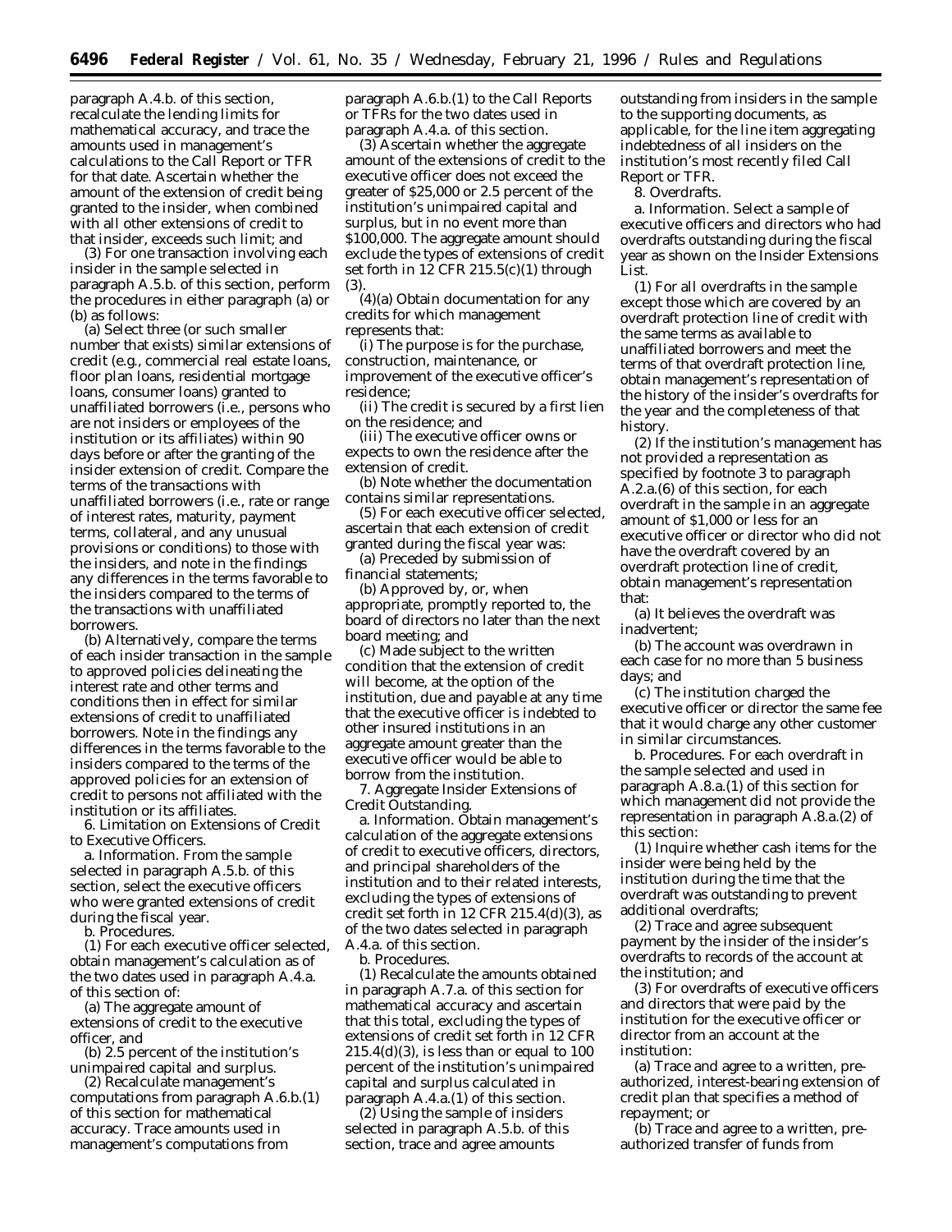paragraph A.4.b. of this section, recalculate the lending limits for mathematical accuracy, and trace the amounts used in management's calculations to the Call Report or TFR for that date. Ascertain whether the amount of the extension of credit being granted to the insider, when combined with all other extensions of credit to that insider, exceeds such limit; and

(3) For one transaction involving each insider in the sample selected in paragraph A.5.b. of this section, perform the procedures in either paragraph (a) or (b) as follows:

(a) Select three (or such smaller number that exists) similar extensions of credit (e.g., commercial real estate loans, floor plan loans, residential mortgage loans, consumer loans) granted to unaffiliated borrowers (i.e., persons who are not insiders or employees of the institution or its affiliates) within 90 days before or after the granting of the insider extension of credit. Compare the terms of the transactions with unaffiliated borrowers (i.e., rate or range of interest rates, maturity, payment terms, collateral, and any unusual provisions or conditions) to those with the insiders, and note in the findings any differences in the terms favorable to the insiders compared to the terms of the transactions with unaffiliated borrowers.

(b) Alternatively, compare the terms of each insider transaction in the sample to approved policies delineating the interest rate and other terms and conditions then in effect for similar extensions of credit to unaffiliated borrowers. Note in the findings any differences in the terms favorable to the insiders compared to the terms of the approved policies for an extension of credit to persons not affiliated with the institution or its affiliates.

6. *Limitation on Extensions of Credit to Executive Officers.*

a. *Information.* From the sample selected in paragraph A.5.b. of this section, select the executive officers who were granted extensions of credit during the fiscal year.

b. *Procedures.*

(1) For each executive officer selected, obtain management's calculation as of the two dates used in paragraph A.4.a. of this section of:

(a) The aggregate amount of extensions of credit to the executive officer, and

(b) 2.5 percent of the institution's unimpaired capital and surplus.

(2) Recalculate management's computations from paragraph A.6.b.(1) of this section for mathematical accuracy. Trace amounts used in management's computations from paragraph A.6.b.(1) to the Call Reports or TFRs for the two dates used in paragraph A.4.a. of this section.

(3) Ascertain whether the aggregate amount of the extensions of credit to the executive officer does not exceed the greater of $25,000 or 2.5 percent of the institution's unimpaired capital and surplus, but in no event more than $100,000. The aggregate amount should exclude the types of extensions of credit set forth in 12 CFR 215.5(c)(1) through (3).

(4)(a) Obtain documentation for any credits for which management represents that:

(i) The purpose is for the purchase, construction, maintenance, or improvement of the executive officer's residence;

(ii) The credit is secured by a first lien on the residence; and

(iii) The executive officer owns or expects to own the residence after the extension of credit.

(b) Note whether the documentation contains similar representations.

(5) For each executive officer selected, ascertain that each extension of credit granted during the fiscal year was:

(a) Preceded by submission of financial statements;

(b) Approved by, or, when appropriate, promptly reported to, the board of directors no later than the next board meeting; and

(c) Made subject to the written condition that the extension of credit will become, at the option of the institution, due and payable at any time that the executive officer is indebted to other insured institutions in an aggregate amount greater than the executive officer would be able to borrow from the institution.

7. *Aggregate Insider Extensions of Credit Outstanding.*

a. *Information.* Obtain management's calculation of the aggregate extensions of credit to executive officers, directors, and principal shareholders of the institution and to their related interests, excluding the types of extensions of credit set forth in 12 CFR 215.4(d)(3), as of the two dates selected in paragraph A.4.a. of this section.

b. *Procedures.*

(1) Recalculate the amounts obtained in paragraph A.7.a. of this section for mathematical accuracy and ascertain that this total, excluding the types of extensions of credit set forth in 12 CFR 215.4(d)(3), is less than or equal to 100 percent of the institution's unimpaired capital and surplus calculated in paragraph A.4.a.(1) of this section.

(2) Using the sample of insiders selected in paragraph A.5.b. of this section, trace and agree amounts outstanding from insiders in the sample to the supporting documents, as applicable, for the line item aggregating indebtedness of all insiders on the institution's most recently filed Call Report or TFR.

8. *Overdrafts.*

a. *Information.* Select a sample of executive officers and directors who had overdrafts outstanding during the fiscal year as shown on the Insider Extensions List.

(1) For all overdrafts in the sample except those which are covered by an overdraft protection line of credit with the same terms as available to unaffiliated borrowers and meet the terms of that overdraft protection line, obtain management's representation of the history of the insider's overdrafts for the year and the completeness of that history.

(2) If the institution's management has not provided a representation as specified by footnote 3 to paragraph A.2.a.(6) of this section, for each overdraft in the sample in an aggregate amount of $1,000 or less for an executive officer or director who did not have the overdraft covered by an overdraft protection line of credit, obtain management's representation that:

(a) It believes the overdraft was inadvertent;

(b) The account was overdrawn in each case for no more than 5 business days; and

(c) The institution charged the executive officer or director the same fee that it would charge any other customer in similar circumstances.

b. *Procedures.* For each overdraft in the sample selected and used in paragraph A.8.a.(1) of this section for which management did not provide the representation in paragraph A.8.a.(2) of this section:

(1) Inquire whether cash items for the insider were being held by the institution during the time that the overdraft was outstanding to prevent additional overdrafts;

(2) Trace and agree subsequent payment by the insider of the insider's overdrafts to records of the account at the institution; and

(3) For overdrafts of executive officers and directors that were paid by the institution for the executive officer or director from an account at the institution:

(a) Trace and agree to a written, pre-authorized, interest-bearing extension of credit plan that specifies a method of repayment; or

(b) Trace and agree to a written, pre-authorized transfer of funds from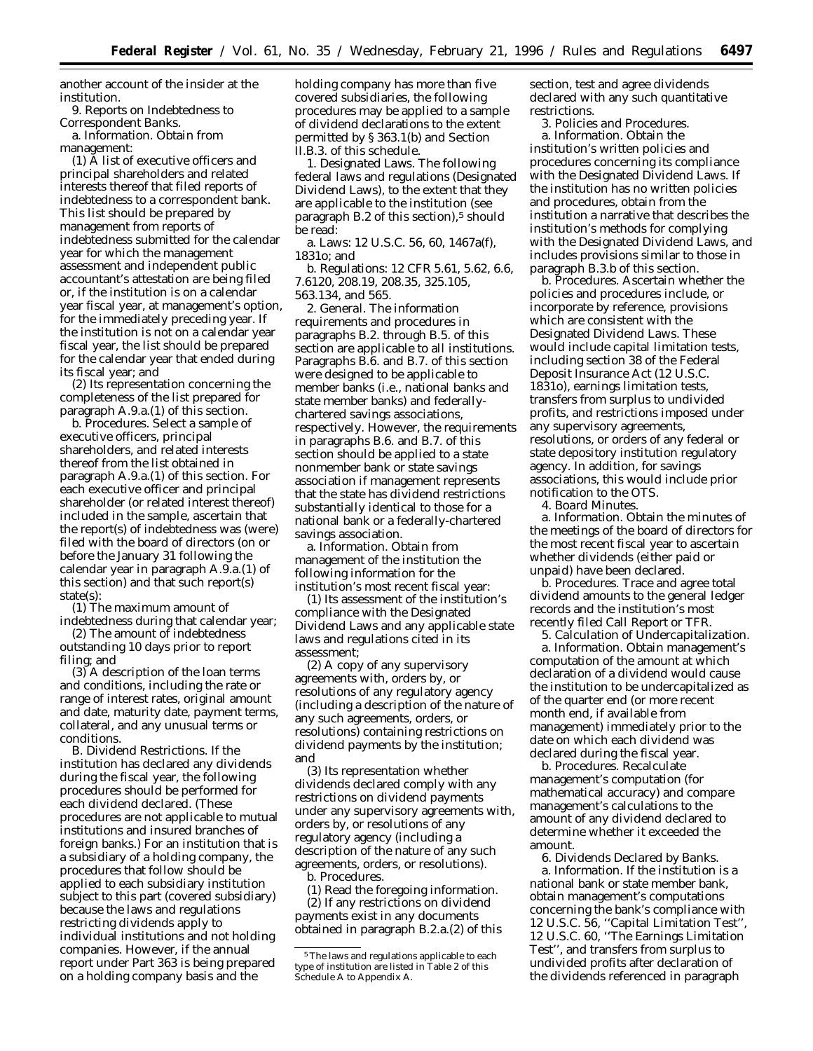another account of the insider at the institution.

9. *Reports on Indebtedness to Correspondent Banks.*

a. *Information.* Obtain from management:

(1) A list of executive officers and principal shareholders and related interests thereof that filed reports of indebtedness to a correspondent bank. This list should be prepared by management from reports of indebtedness submitted for the calendar year for which the management assessment and independent public accountant's attestation are being filed or, if the institution is on a calendar year fiscal year, at management's option, for the immediately preceding year. If the institution is not on a calendar year fiscal year, the list should be prepared for the calendar year that ended during its fiscal year; and

(2) Its representation concerning the completeness of the list prepared for paragraph A.9.a.(1) of this section.

b. *Procedures.* Select a sample of executive officers, principal shareholders, and related interests thereof from the list obtained in paragraph A.9.a.(1) of this section. For each executive officer and principal shareholder (or related interest thereof) included in the sample, ascertain that the report(s) of indebtedness was (were) filed with the board of directors (on or before the January 31 following the calendar year in paragraph A.9.a.(1) of this section) and that such report(s) state(s):

(1) The maximum amount of indebtedness during that calendar year;

(2) The amount of indebtedness outstanding 10 days prior to report filing; and

(3) A description of the loan terms and conditions, including the rate or range of interest rates, original amount and date, maturity date, payment terms, collateral, and any unusual terms or conditions.

B. *Dividend Restrictions.* If the institution has declared any dividends during the fiscal year, the following procedures should be performed for each dividend declared. (These procedures are not applicable to mutual institutions and insured branches of foreign banks.) For an institution that is a subsidiary of a holding company, the procedures that follow should be applied to each subsidiary institution subject to this part (covered subsidiary) because the laws and regulations restricting dividends apply to individual institutions and not holding companies. However, if the annual report under Part 363 is being prepared on a holding company basis and the holding company has more than five covered subsidiaries, the following procedures may be applied to a sample of dividend declarations to the extent permitted by § 363.1(b) and Section II.B.3. of this schedule.

1. *Designated Laws.* The following federal laws and regulations (Designated Dividend Laws), to the extent that they are applicable to the institution (see paragraph B.2 of this section),[5] should be read:

a. Laws: 12 U.S.C. 56, 60, 1467a(f), 1831o; and

b. Regulations: 12 CFR 5.61, 5.62, 6.6, 7.6120, 208.19, 208.35, 325.105, 563.134, and 565.

2. *General.* The information requirements and procedures in paragraphs B.2. through B.5. of this section are applicable to all institutions. Paragraphs B.6. and B.7. of this section were designed to be applicable to member banks (i.e., national banks and state member banks) and federally-chartered savings associations, respectively. However, the requirements in paragraphs B.6. and B.7. of this section should be applied to a state nonmember bank or state savings association if management represents that the state has dividend restrictions substantially identical to those for a national bank or a federally-chartered savings association.

a. *Information.* Obtain from management of the institution the following information for the institution's most recent fiscal year:

(1) Its assessment of the institution's compliance with the Designated Dividend Laws and any applicable state laws and regulations cited in its assessment;

(2) A copy of any supervisory agreements with, orders by, or resolutions of any regulatory agency (including a description of the nature of any such agreements, orders, or resolutions) containing restrictions on dividend payments by the institution; and

(3) Its representation whether dividends declared comply with any restrictions on dividend payments under any supervisory agreements with, orders by, or resolutions of any regulatory agency (including a description of the nature of any such agreements, orders, or resolutions).

b. *Procedures.*

(1) Read the foregoing information.

(2) If any restrictions on dividend payments exist in any documents obtained in paragraph B.2.a.(2) of this section, test and agree dividends declared with any such quantitative restrictions.

3. *Policies and Procedures.*

a. *Information.* Obtain the institution's written policies and procedures concerning its compliance with the Designated Dividend Laws. If the institution has no written policies and procedures, obtain from the institution a narrative that describes the institution's methods for complying with the Designated Dividend Laws, and includes provisions similar to those in paragraph B.3.b of this section.

b. *Procedures.* Ascertain whether the policies and procedures include, or incorporate by reference, provisions which are consistent with the Designated Dividend Laws. These would include capital limitation tests, including section 38 of the Federal Deposit Insurance Act (12 U.S.C. 1831o), earnings limitation tests, transfers from surplus to undivided profits, and restrictions imposed under any supervisory agreements, resolutions, or orders of any federal or state depository institution regulatory agency. In addition, for savings associations, this would include prior notification to the OTS.

4. *Board Minutes.*

a. *Information.* Obtain the minutes of the meetings of the board of directors for the most recent fiscal year to ascertain whether dividends (either paid or unpaid) have been declared.

b. *Procedures.* Trace and agree total dividend amounts to the general ledger records and the institution's most recently filed Call Report or TFR.

5. *Calculation of Undercapitalization.*

a. *Information.* Obtain management's computation of the amount at which declaration of a dividend would cause the institution to be undercapitalized as of the quarter end (or more recent month end, if available from management) immediately prior to the date on which each dividend was declared during the fiscal year.

b. *Procedures.* Recalculate management's computation (for mathematical accuracy) and compare management's calculations to the amount of any dividend declared to determine whether it exceeded the amount.

6. *Dividends Declared by Banks.*

a. *Information.* If the institution is a national bank or state member bank, obtain management's computations concerning the bank's compliance with 12 U.S.C. 56, "Capital Limitation Test", 12 U.S.C. 60, "The Earnings Limitation Test", and transfers from surplus to undivided profits after declaration of the dividends referenced in paragraph

[5] The laws and regulations applicable to each type of institution are listed in Table 2 of this Schedule A to Appendix A.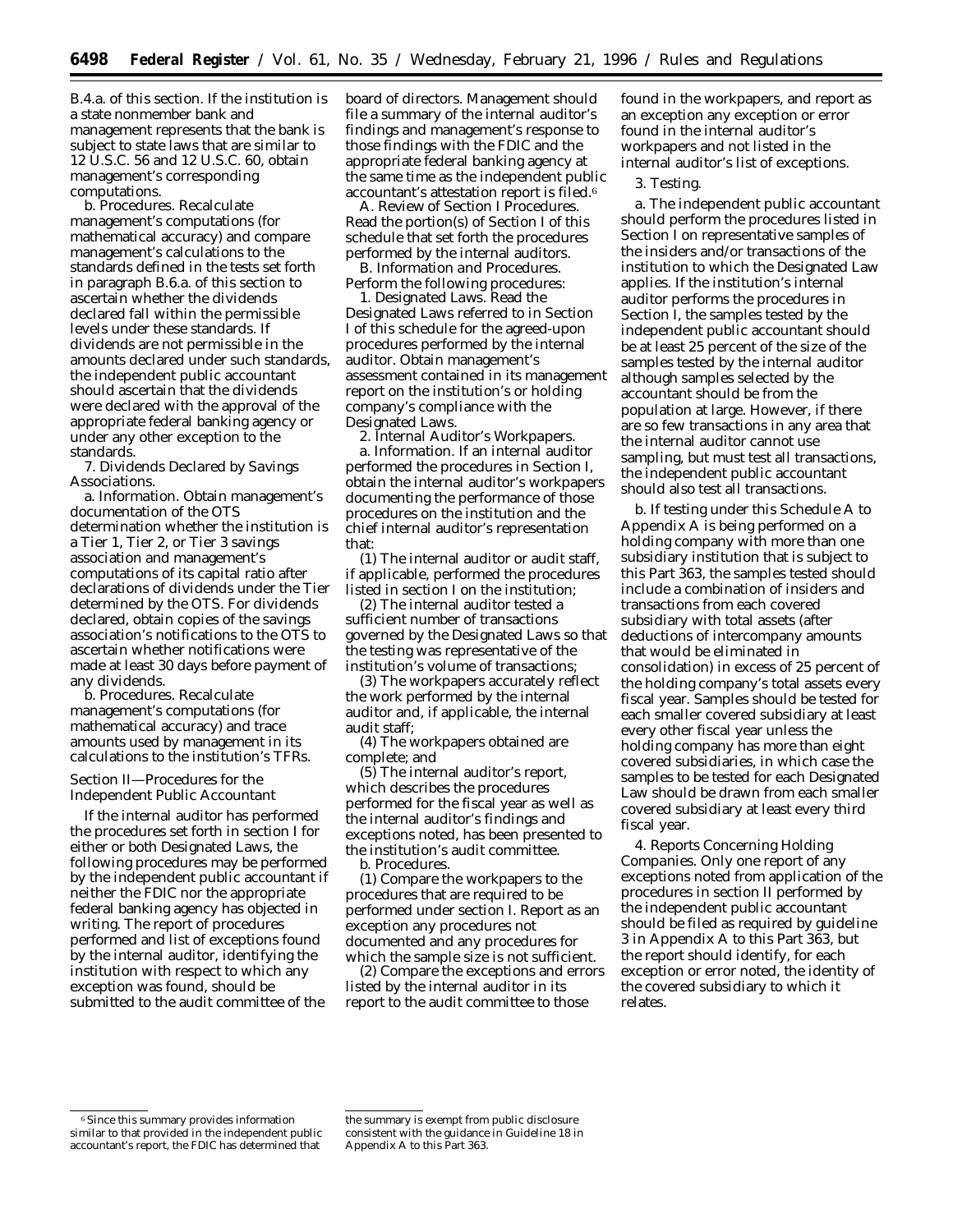B.4.a. of this section. If the institution is a state nonmember bank and management represents that the bank is subject to state laws that are similar to 12 U.S.C. 56 and 12 U.S.C. 60, obtain management's corresponding computations.

b. *Procedures.* Recalculate management's computations (for mathematical accuracy) and compare management's calculations to the standards defined in the tests set forth in paragraph B.6.a. of this section to ascertain whether the dividends declared fall within the permissible levels under these standards. If dividends are not permissible in the amounts declared under such standards, the independent public accountant should ascertain that the dividends were declared with the approval of the appropriate federal banking agency or under any other exception to the standards.

7. *Dividends Declared by Savings Associations.*

a. *Information.* Obtain management's documentation of the OTS determination whether the institution is a Tier 1, Tier 2, or Tier 3 savings association and management's computations of its capital ratio after declarations of dividends under the Tier determined by the OTS. For dividends declared, obtain copies of the savings association's notifications to the OTS to ascertain whether notifications were made at least 30 days before payment of any dividends.

b. *Procedures.* Recalculate management's computations (for mathematical accuracy) and trace amounts used by management in its calculations to the institution's TFRs.

## Section II—Procedures for the Independent Public Accountant

If the internal auditor has performed the procedures set forth in section I for either or both Designated Laws, the following procedures may be performed by the independent public accountant if neither the FDIC nor the appropriate federal banking agency has objected in writing. The report of procedures performed and list of exceptions found by the internal auditor, identifying the institution with respect to which any exception was found, should be submitted to the audit committee of the board of directors. Management should file a summary of the internal auditor's findings and management's response to those findings with the FDIC and the appropriate federal banking agency at the same time as the independent public accountant's attestation report is filed.[6]

A. *Review of Section I Procedures.* Read the portion(s) of Section I of this schedule that set forth the procedures performed by the internal auditors.

B. *Information and Procedures.* Perform the following procedures:

1. *Designated Laws.* Read the Designated Laws referred to in Section I of this schedule for the agreed-upon procedures performed by the internal auditor. Obtain management's assessment contained in its management report on the institution's or holding company's compliance with the Designated Laws.

2. *Internal Auditor's Workpapers.*

a. *Information.* If an internal auditor performed the procedures in Section I, obtain the internal auditor's workpapers documenting the performance of those procedures on the institution and the chief internal auditor's representation that:

(1) The internal auditor or audit staff, if applicable, performed the procedures listed in section I on the institution;

(2) The internal auditor tested a sufficient number of transactions governed by the Designated Laws so that the testing was representative of the institution's volume of transactions;

(3) The workpapers accurately reflect the work performed by the internal auditor and, if applicable, the internal audit staff;

(4) The workpapers obtained are complete; and

(5) The internal auditor's report, which describes the procedures performed for the fiscal year as well as the internal auditor's findings and exceptions noted, has been presented to the institution's audit committee.

b. *Procedures.*

(1) Compare the workpapers to the procedures that are required to be performed under section I. Report as an exception any procedures not documented and any procedures for which the sample size is not sufficient.

(2) Compare the exceptions and errors listed by the internal auditor in its report to the audit committee to those found in the workpapers, and report as an exception any exception or error found in the internal auditor's workpapers and not listed in the internal auditor's list of exceptions.

3. *Testing.*

a. The independent public accountant should perform the procedures listed in Section I on representative samples of the insiders and/or transactions of the institution to which the Designated Law applies. If the institution's internal auditor performs the procedures in Section I, the samples tested by the independent public accountant should be at least 25 percent of the size of the samples tested by the internal auditor although samples selected by the accountant should be from the population at large. However, if there are so few transactions in any area that the internal auditor cannot use sampling, but must test all transactions, the independent public accountant should also test all transactions.

b. If testing under this Schedule A to Appendix A is being performed on a holding company with more than one subsidiary institution that is subject to this Part 363, the samples tested should include a combination of insiders and transactions from each covered subsidiary with total assets (after deductions of intercompany amounts that would be eliminated in consolidation) in excess of 25 percent of the holding company's total assets every fiscal year. Samples should be tested for each smaller covered subsidiary at least every other fiscal year unless the holding company has more than eight covered subsidiaries, in which case the samples to be tested for each Designated Law should be drawn from each smaller covered subsidiary at least every third fiscal year.

4. *Reports Concerning Holding Companies.* Only one report of any exceptions noted from application of the procedures in section II performed by the independent public accountant should be filed as required by guideline 3 in Appendix A to this Part 363, but the report should identify, for each exception or error noted, the identity of the covered subsidiary to which it relates.

---

[6] Since this summary provides information similar to that provided in the independent public accountant's report, the FDIC has determined that the summary is exempt from public disclosure consistent with the guidance in Guideline 18 in Appendix A to this Part 363.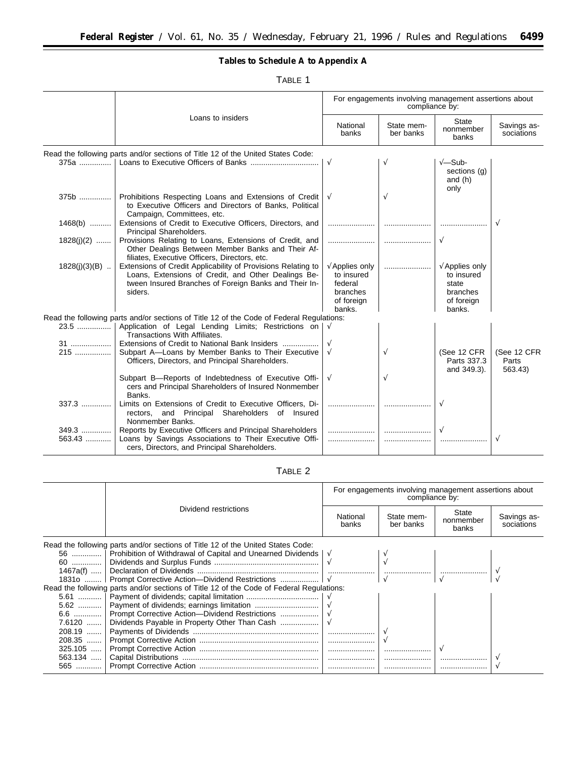## Tables to Schedule A to Appendix A

### TABLE 1

| | Loans to insiders | For engagements involving management assertions about compliance by: | | | |
|---|---|---|---|---|---|
| | | National banks | State member banks | State nonmember banks | Savings associations |
| Read the following parts and/or sections of Title 12 of the United States Code: | | | | | |
| 375a | Loans to Executive Officers of Banks | √ | √ | √—Subsections (g) and (h) only | |
| 375b | Prohibitions Respecting Loans and Extensions of Credit to Executive Officers and Directors of Banks, Political Campaign, Committees, etc. | √ | √ | | |
| 1468(b) | Extensions of Credit to Executive Officers, Directors, and Principal Shareholders. | | | | √ |
| 1828(j)(2) | Provisions Relating to Loans, Extensions of Credit, and Other Dealings Between Member Banks and Their Affiliates, Executive Officers, Directors, etc. | | | √ | |
| 1828(j)(3)(B) | Extensions of Credit Applicability of Provisions Relating to Loans, Extensions of Credit, and Other Dealings Between Insured Branches of Foreign Banks and Their Insiders. | √Applies only to insured federal branches of foreign banks. | | √Applies only to insured state branches of foreign banks. | |
| Read the following parts and/or sections of Title 12 of the Code of Federal Regulations: | | | | | |
| 23.5 | Application of Legal Lending Limits; Restrictions on Transactions With Affiliates. | √ | | | |
| 31 | Extensions of Credit to National Bank Insiders | √ | | | |
| 215 | Subpart A—Loans by Member Banks to Their Executive Officers, Directors, and Principal Shareholders. | √ | √ | (See 12 CFR Parts 337.3 and 349.3). | (See 12 CFR Parts 563.43) |
| | Subpart B—Reports of Indebtedness of Executive Officers and Principal Shareholders of Insured Nonmember Banks. | √ | √ | | |
| 337.3 | Limits on Extensions of Credit to Executive Officers, Directors, and Principal Shareholders of Insured Nonmember Banks. | | | √ | |
| 349.3 | Reports by Executive Officers and Principal Shareholders | | | √ | |
| 563.43 | Loans by Savings Associations to Their Executive Officers, Directors, and Principal Shareholders. | | | | √ |

### TABLE 2

| | Dividend restrictions | For engagements involving management assertions about compliance by: | | | |
|---|---|---|---|---|---|
| | | National banks | State member banks | State nonmember banks | Savings associations |
| Read the following parts and/or sections of Title 12 of the United States Code: | | | | | |
| 56 | Prohibition of Withdrawal of Capital and Unearned Dividends | √ | √ | | |
| 60 | Dividends and Surplus Funds | √ | √ | | |
| 1467a(f) | Declaration of Dividends | | | | √ |
| 1831o | Prompt Corrective Action—Dividend Restrictions | √ | √ | √ | √ |
| Read the following parts and/or sections of Title 12 of the Code of Federal Regulations: | | | | | |
| 5.61 | Payment of dividends; capital limitation | √ | | | |
| 5.62 | Payment of dividends; earnings limitation | √ | | | |
| 6.6 | Prompt Corrective Action—Dividend Restrictions | √ | | | |
| 7.6120 | Dividends Payable in Property Other Than Cash | √ | | | |
| 208.19 | Payments of Dividends | | √ | | |
| 208.35 | Prompt Corrective Action | | √ | | |
| 325.105 | Prompt Corrective Action | | | √ | |
| 563.134 | Capital Distributions | | | | √ |
| 565 | Prompt Corrective Action | | | | √ |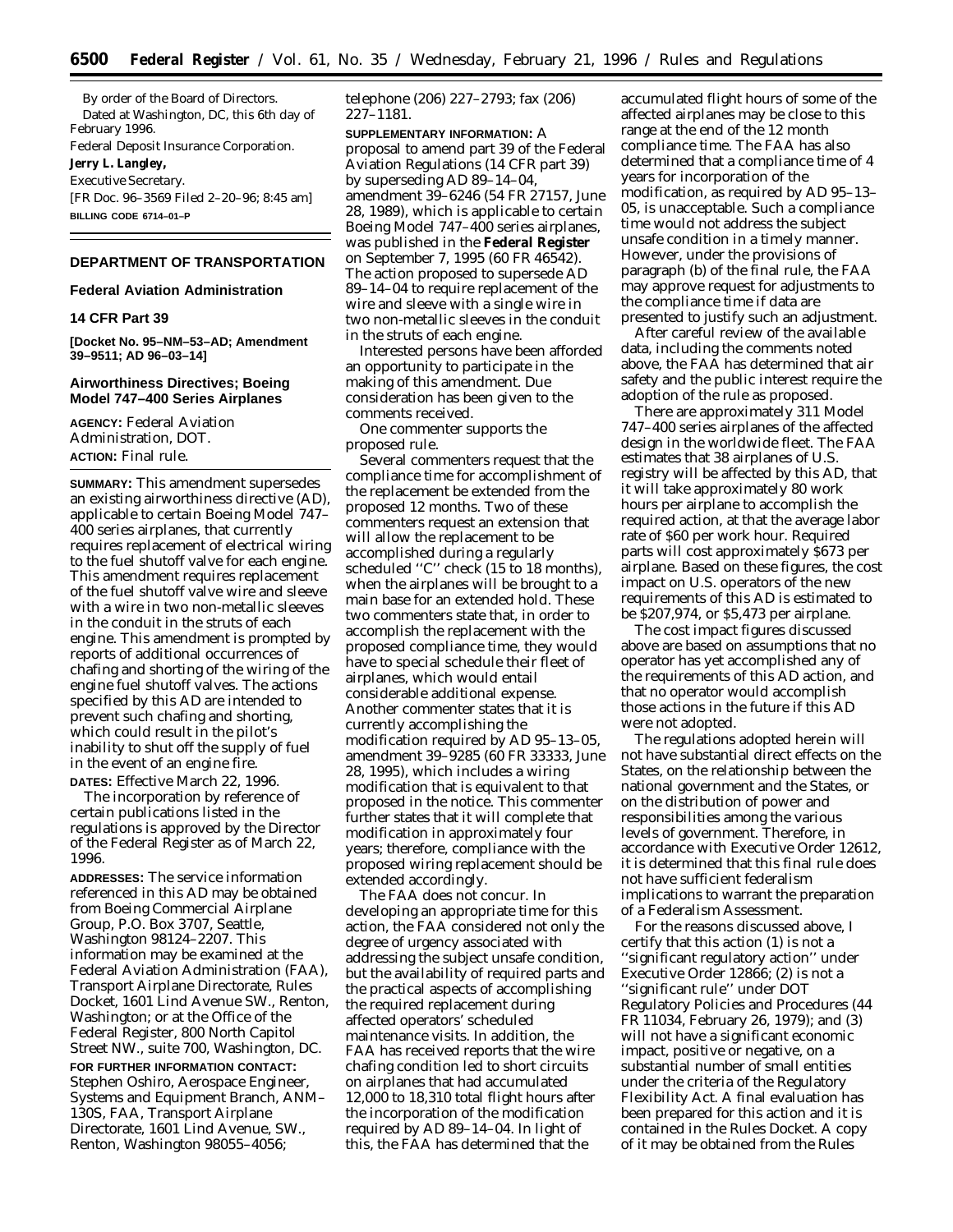By order of the Board of Directors.

Dated at Washington, DC, this 6th day of February 1996.

Federal Deposit Insurance Corporation.

**Jerry L. Langley,**

*Executive Secretary.*

[FR Doc. 96–3569 Filed 2–20–96; 8:45 am]

**BILLING CODE 6714–01–P**

## DEPARTMENT OF TRANSPORTATION

### Federal Aviation Administration

### 14 CFR Part 39

**[Docket No. 95–NM–53–AD; Amendment 39–9511; AD 96–03–14]**

### Airworthiness Directives; Boeing Model 747–400 Series Airplanes

**AGENCY:** Federal Aviation Administration, DOT.

**ACTION:** Final rule.

**SUMMARY:** This amendment supersedes an existing airworthiness directive (AD), applicable to certain Boeing Model 747–400 series airplanes, that currently requires replacement of electrical wiring to the fuel shutoff valve for each engine. This amendment requires replacement of the fuel shutoff valve wire and sleeve with a wire in two non-metallic sleeves in the conduit in the struts of each engine. This amendment is prompted by reports of additional occurrences of chafing and shorting of the wiring of the engine fuel shutoff valves. The actions specified by this AD are intended to prevent such chafing and shorting, which could result in the pilot's inability to shut off the supply of fuel in the event of an engine fire.

**DATES:** Effective March 22, 1996.

The incorporation by reference of certain publications listed in the regulations is approved by the Director of the Federal Register as of March 22, 1996.

**ADDRESSES:** The service information referenced in this AD may be obtained from Boeing Commercial Airplane Group, P.O. Box 3707, Seattle, Washington 98124–2207. This information may be examined at the Federal Aviation Administration (FAA), Transport Airplane Directorate, Rules Docket, 1601 Lind Avenue SW., Renton, Washington; or at the Office of the Federal Register, 800 North Capitol Street NW., suite 700, Washington, DC.

**FOR FURTHER INFORMATION CONTACT:** Stephen Oshiro, Aerospace Engineer, Systems and Equipment Branch, ANM–130S, FAA, Transport Airplane Directorate, 1601 Lind Avenue, SW., Renton, Washington 98055–4056; telephone (206) 227–2793; fax (206) 227–1181.

**SUPPLEMENTARY INFORMATION:** A proposal to amend part 39 of the Federal Aviation Regulations (14 CFR part 39) by superseding AD 89–14–04, amendment 39–6246 (54 FR 27157, June 28, 1989), which is applicable to certain Boeing Model 747–400 series airplanes, was published in the **Federal Register** on September 7, 1995 (60 FR 46542). The action proposed to supersede AD 89–14–04 to require replacement of the wire and sleeve with a single wire in two non-metallic sleeves in the conduit in the struts of each engine.

Interested persons have been afforded an opportunity to participate in the making of this amendment. Due consideration has been given to the comments received.

One commenter supports the proposed rule.

Several commenters request that the compliance time for accomplishment of the replacement be extended from the proposed 12 months. Two of these commenters request an extension that will allow the replacement to be accomplished during a regularly scheduled "C" check (15 to 18 months), when the airplanes will be brought to a main base for an extended hold. These two commenters state that, in order to accomplish the replacement with the proposed compliance time, they would have to special schedule their fleet of airplanes, which would entail considerable additional expense. Another commenter states that it is currently accomplishing the modification required by AD 95–13–05, amendment 39–9285 (60 FR 33333, June 28, 1995), which includes a wiring modification that is equivalent to that proposed in the notice. This commenter further states that it will complete that modification in approximately four years; therefore, compliance with the proposed wiring replacement should be extended accordingly.

The FAA does not concur. In developing an appropriate time for this action, the FAA considered not only the degree of urgency associated with addressing the subject unsafe condition, but the availability of required parts and the practical aspects of accomplishing the required replacement during affected operators' scheduled maintenance visits. In addition, the FAA has received reports that the wire chafing condition led to short circuits on airplanes that had accumulated 12,000 to 18,310 total flight hours after the incorporation of the modification required by AD 89–14–04. In light of this, the FAA has determined that the accumulated flight hours of some of the affected airplanes may be close to this range at the end of the 12 month compliance time. The FAA has also determined that a compliance time of 4 years for incorporation of the modification, as required by AD 95–13–05, is unacceptable. Such a compliance time would not address the subject unsafe condition in a timely manner. However, under the provisions of paragraph (b) of the final rule, the FAA may approve request for adjustments to the compliance time if data are presented to justify such an adjustment.

After careful review of the available data, including the comments noted above, the FAA has determined that air safety and the public interest require the adoption of the rule as proposed.

There are approximately 311 Model 747–400 series airplanes of the affected design in the worldwide fleet. The FAA estimates that 38 airplanes of U.S. registry will be affected by this AD, that it will take approximately 80 work hours per airplane to accomplish the required action, at that the average labor rate of $60 per work hour. Required parts will cost approximately $673 per airplane. Based on these figures, the cost impact on U.S. operators of the new requirements of this AD is estimated to be $207,974, or $5,473 per airplane.

The cost impact figures discussed above are based on assumptions that no operator has yet accomplished any of the requirements of this AD action, and that no operator would accomplish those actions in the future if this AD were not adopted.

The regulations adopted herein will not have substantial direct effects on the States, on the relationship between the national government and the States, or on the distribution of power and responsibilities among the various levels of government. Therefore, in accordance with Executive Order 12612, it is determined that this final rule does not have sufficient federalism implications to warrant the preparation of a Federalism Assessment.

For the reasons discussed above, I certify that this action (1) is not a "significant regulatory action" under Executive Order 12866; (2) is not a "significant rule" under DOT Regulatory Policies and Procedures (44 FR 11034, February 26, 1979); and (3) will not have a significant economic impact, positive or negative, on a substantial number of small entities under the criteria of the Regulatory Flexibility Act. A final evaluation has been prepared for this action and it is contained in the Rules Docket. A copy of it may be obtained from the Rules